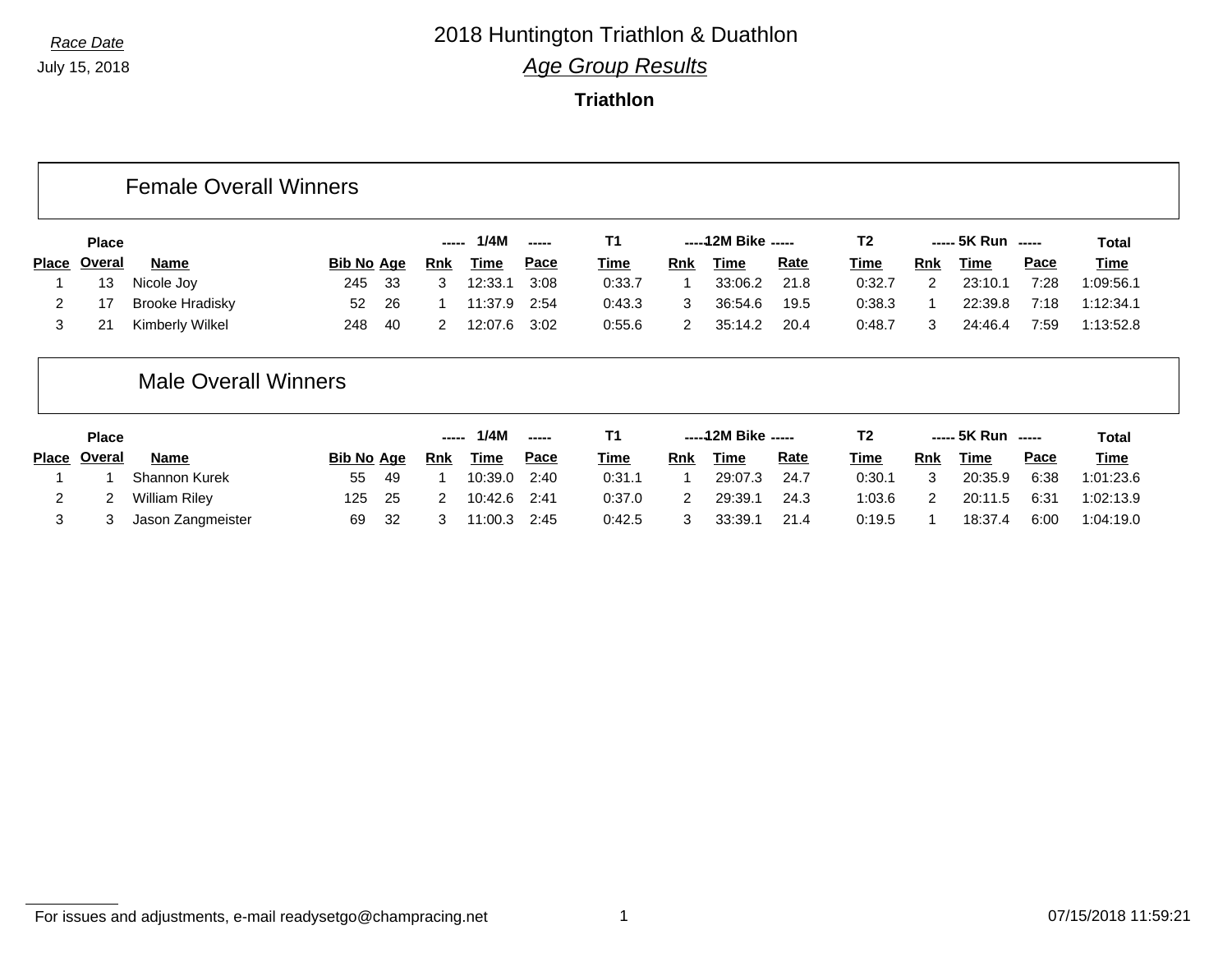*Race Date*

July 15, 2018

# 2018 Huntington Triathlon & Duathlon

## *Age Group Results*

### Triathlon

## Female Overall Winners

| | Place | | | | ----- | 1/4M | ----- | T1 | ----- | 12M Bike | ----- | T2 | ----- | 5K Run | ----- | Total |
|---|---|---|---|---|---|---|---|---|---|---|---|---|---|---|---|---|
| Place | Overal | Name | Bib No | Age | Rnk | Time | Pace | Time | Rnk | Time | Rate | Time | Rnk | Time | Pace | Time |
| 1 | 13 | Nicole Joy | 245 | 33 | 3 | 12:33.1 | 3:08 | 0:33.7 | 1 | 33:06.2 | 21.8 | 0:32.7 | 2 | 23:10.1 | 7:28 | 1:09:56.1 |
| 2 | 17 | Brooke Hradisky | 52 | 26 | 1 | 11:37.9 | 2:54 | 0:43.3 | 3 | 36:54.6 | 19.5 | 0:38.3 | 1 | 22:39.8 | 7:18 | 1:12:34.1 |
| 3 | 21 | Kimberly Wilkel | 248 | 40 | 2 | 12:07.6 | 3:02 | 0:55.6 | 2 | 35:14.2 | 20.4 | 0:48.7 | 3 | 24:46.4 | 7:59 | 1:13:52.8 |

## Male Overall Winners

| | Place | | | | ----- | 1/4M | ----- | T1 | ----- | 12M Bike | ----- | T2 | ----- | 5K Run | ----- | Total |
|---|---|---|---|---|---|---|---|---|---|---|---|---|---|---|---|---|
| Place | Overal | Name | Bib No | Age | Rnk | Time | Pace | Time | Rnk | Time | Rate | Time | Rnk | Time | Pace | Time |
| 1 | 1 | Shannon Kurek | 55 | 49 | 1 | 10:39.0 | 2:40 | 0:31.1 | 1 | 29:07.3 | 24.7 | 0:30.1 | 3 | 20:35.9 | 6:38 | 1:01:23.6 |
| 2 | 2 | William Riley | 125 | 25 | 2 | 10:42.6 | 2:41 | 0:37.0 | 2 | 29:39.1 | 24.3 | 1:03.6 | 2 | 20:11.5 | 6:31 | 1:02:13.9 |
| 3 | 3 | Jason Zangmeister | 69 | 32 | 3 | 11:00.3 | 2:45 | 0:42.5 | 3 | 33:39.1 | 21.4 | 0:19.5 | 1 | 18:37.4 | 6:00 | 1:04:19.0 |

For issues and adjustments, e-mail readysetgo@champracing.net

07/15/2018 11:59:21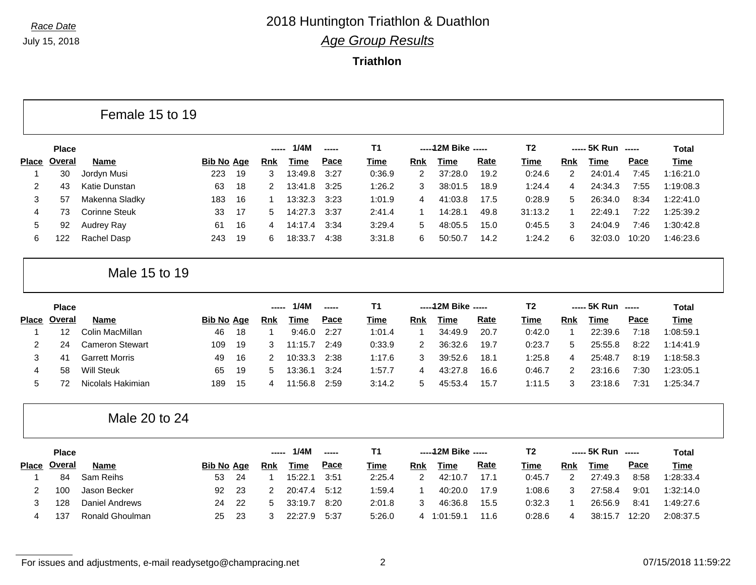*Race Date*

July 15, 2018

# 2018 Huntington Triathlon & Duathlon

## *Age Group Results*

### Triathlon

## Female 15 to 19

| Place | Place Overal | Name | Bib No | Age | 1/4M Rnk | 1/4M Time | 1/4M Pace | T1 Time | 12M Bike Rnk | 12M Bike Time | 12M Bike Rate | T2 Time | 5K Run Rnk | 5K Run Time | 5K Run Pace | Total Time |
|---|---|---|---|---|---|---|---|---|---|---|---|---|---|---|---|---|
| 1 | 30 | Jordyn Musi | 223 | 19 | 3 | 13:49.8 | 3:27 | 0:36.9 | 2 | 37:28.0 | 19.2 | 0:24.6 | 2 | 24:01.4 | 7:45 | 1:16:21.0 |
| 2 | 43 | Katie Dunstan | 63 | 18 | 2 | 13:41.8 | 3:25 | 1:26.2 | 3 | 38:01.5 | 18.9 | 1:24.4 | 4 | 24:34.3 | 7:55 | 1:19:08.3 |
| 3 | 57 | Makenna Sladky | 183 | 16 | 1 | 13:32.3 | 3:23 | 1:01.9 | 4 | 41:03.8 | 17.5 | 0:28.9 | 5 | 26:34.0 | 8:34 | 1:22:41.0 |
| 4 | 73 | Corinne Steuk | 33 | 17 | 5 | 14:27.3 | 3:37 | 2:41.4 | 1 | 14:28.1 | 49.8 | 31:13.2 | 1 | 22:49.1 | 7:22 | 1:25:39.2 |
| 5 | 92 | Audrey Ray | 61 | 16 | 4 | 14:17.4 | 3:34 | 3:29.4 | 5 | 48:05.5 | 15.0 | 0:45.5 | 3 | 24:04.9 | 7:46 | 1:30:42.8 |
| 6 | 122 | Rachel Dasp | 243 | 19 | 6 | 18:33.7 | 4:38 | 3:31.8 | 6 | 50:50.7 | 14.2 | 1:24.2 | 6 | 32:03.0 | 10:20 | 1:46:23.6 |

## Male 15 to 19

| Place | Place Overal | Name | Bib No | Age | 1/4M Rnk | 1/4M Time | 1/4M Pace | T1 Time | 12M Bike Rnk | 12M Bike Time | 12M Bike Rate | T2 Time | 5K Run Rnk | 5K Run Time | 5K Run Pace | Total Time |
|---|---|---|---|---|---|---|---|---|---|---|---|---|---|---|---|---|
| 1 | 12 | Colin MacMillan | 46 | 18 | 1 | 9:46.0 | 2:27 | 1:01.4 | 1 | 34:49.9 | 20.7 | 0:42.0 | 1 | 22:39.6 | 7:18 | 1:08:59.1 |
| 2 | 24 | Cameron Stewart | 109 | 19 | 3 | 11:15.7 | 2:49 | 0:33.9 | 2 | 36:32.6 | 19.7 | 0:23.7 | 5 | 25:55.8 | 8:22 | 1:14:41.9 |
| 3 | 41 | Garrett Morris | 49 | 16 | 2 | 10:33.3 | 2:38 | 1:17.6 | 3 | 39:52.6 | 18.1 | 1:25.8 | 4 | 25:48.7 | 8:19 | 1:18:58.3 |
| 4 | 58 | Will Steuk | 65 | 19 | 5 | 13:36.1 | 3:24 | 1:57.7 | 4 | 43:27.8 | 16.6 | 0:46.7 | 2 | 23:16.6 | 7:30 | 1:23:05.1 |
| 5 | 72 | Nicolals Hakimian | 189 | 15 | 4 | 11:56.8 | 2:59 | 3:14.2 | 5 | 45:53.4 | 15.7 | 1:11.5 | 3 | 23:18.6 | 7:31 | 1:25:34.7 |

## Male 20 to 24

| Place | Place Overal | Name | Bib No | Age | 1/4M Rnk | 1/4M Time | 1/4M Pace | T1 Time | 12M Bike Rnk | 12M Bike Time | 12M Bike Rate | T2 Time | 5K Run Rnk | 5K Run Time | 5K Run Pace | Total Time |
|---|---|---|---|---|---|---|---|---|---|---|---|---|---|---|---|---|
| 1 | 84 | Sam Reihs | 53 | 24 | 1 | 15:22.1 | 3:51 | 2:25.4 | 2 | 42:10.7 | 17.1 | 0:45.7 | 2 | 27:49.3 | 8:58 | 1:28:33.4 |
| 2 | 100 | Jason Becker | 92 | 23 | 2 | 20:47.4 | 5:12 | 1:59.4 | 1 | 40:20.0 | 17.9 | 1:08.6 | 3 | 27:58.4 | 9:01 | 1:32:14.0 |
| 3 | 128 | Daniel Andrews | 24 | 22 | 5 | 33:19.7 | 8:20 | 2:01.8 | 3 | 46:36.8 | 15.5 | 0:32.3 | 1 | 26:56.9 | 8:41 | 1:49:27.6 |
| 4 | 137 | Ronald Ghoulman | 25 | 23 | 3 | 22:27.9 | 5:37 | 5:26.0 | 4 | 1:01:59.1 | 11.6 | 0:28.6 | 4 | 38:15.7 | 12:20 | 2:08:37.5 |

For issues and adjustments, e-mail readysetgo@champracing.net

07/15/2018 11:59:22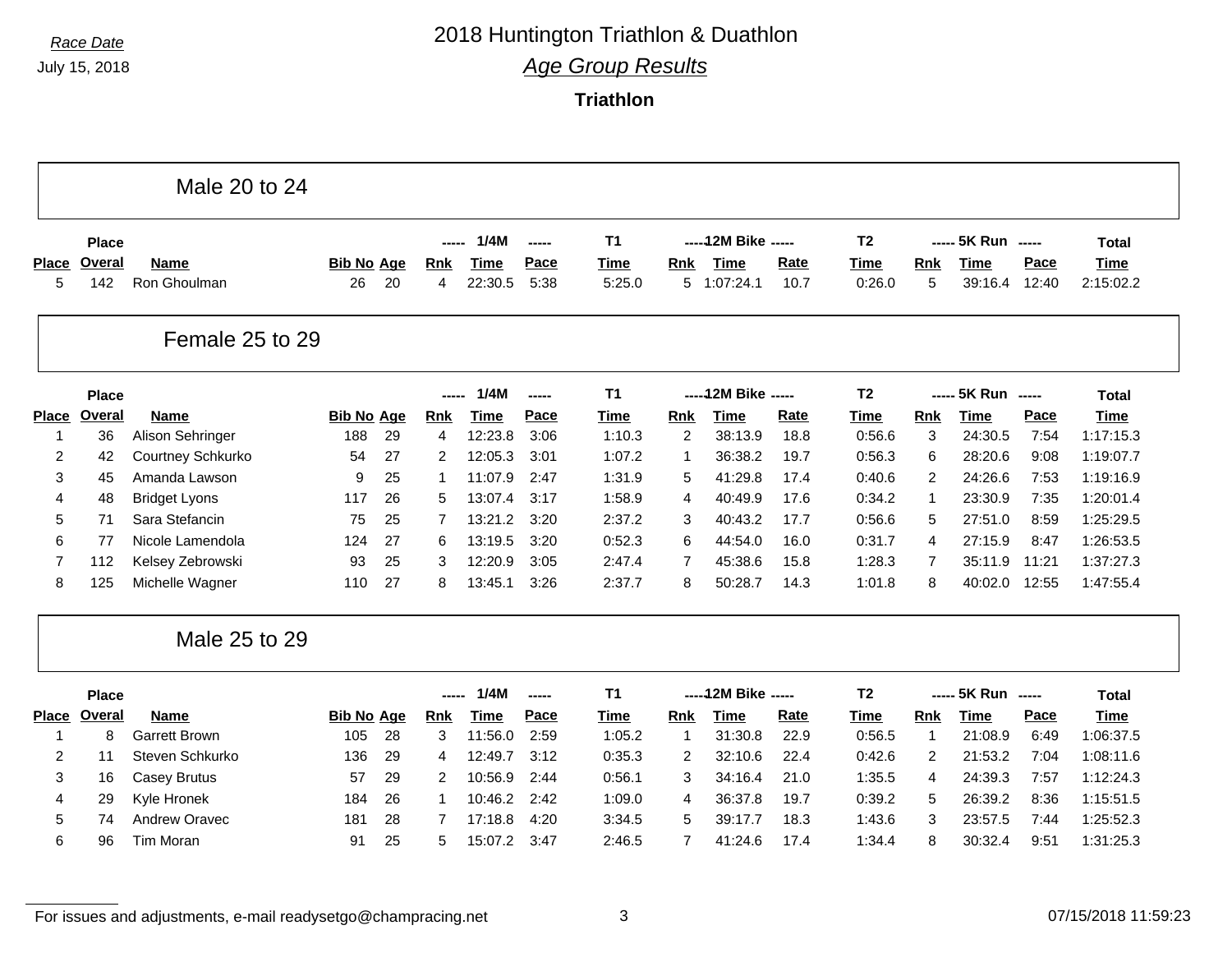*Race Date*

July 15, 2018

# 2018 Huntington Triathlon & Duathlon

## *Age Group Results*

### Triathlon

## Male 20 to 24

| | Place | | | | ----- | 1/4M | ----- | T1 | ----- | 12M Bike | ----- | T2 | ----- | 5K Run | ----- | Total |
|---|---|---|---|---|---|---|---|---|---|---|---|---|---|---|---|---|
| Place | Overal | Name | Bib No | Age | Rnk | Time | Pace | Time | Rnk | Time | Rate | Time | Rnk | Time | Pace | Time |
| 5 | 142 | Ron Ghoulman | 26 | 20 | 4 | 22:30.5 | 5:38 | 5:25.0 | 5 | 1:07:24.1 | 10.7 | 0:26.0 | 5 | 39:16.4 | 12:40 | 2:15:02.2 |

## Female 25 to 29

| | Place | | | | ----- | 1/4M | ----- | T1 | ----- | 12M Bike | ----- | T2 | ----- | 5K Run | ----- | Total |
|---|---|---|---|---|---|---|---|---|---|---|---|---|---|---|---|---|
| Place | Overal | Name | Bib No | Age | Rnk | Time | Pace | Time | Rnk | Time | Rate | Time | Rnk | Time | Pace | Time |
| 1 | 36 | Alison Sehringer | 188 | 29 | 4 | 12:23.8 | 3:06 | 1:10.3 | 2 | 38:13.9 | 18.8 | 0:56.6 | 3 | 24:30.5 | 7:54 | 1:17:15.3 |
| 2 | 42 | Courtney Schkurko | 54 | 27 | 2 | 12:05.3 | 3:01 | 1:07.2 | 1 | 36:38.2 | 19.7 | 0:56.3 | 6 | 28:20.6 | 9:08 | 1:19:07.7 |
| 3 | 45 | Amanda Lawson | 9 | 25 | 1 | 11:07.9 | 2:47 | 1:31.9 | 5 | 41:29.8 | 17.4 | 0:40.6 | 2 | 24:26.6 | 7:53 | 1:19:16.9 |
| 4 | 48 | Bridget Lyons | 117 | 26 | 5 | 13:07.4 | 3:17 | 1:58.9 | 4 | 40:49.9 | 17.6 | 0:34.2 | 1 | 23:30.9 | 7:35 | 1:20:01.4 |
| 5 | 71 | Sara Stefancin | 75 | 25 | 7 | 13:21.2 | 3:20 | 2:37.2 | 3 | 40:43.2 | 17.7 | 0:56.6 | 5 | 27:51.0 | 8:59 | 1:25:29.5 |
| 6 | 77 | Nicole Lamendola | 124 | 27 | 6 | 13:19.5 | 3:20 | 0:52.3 | 6 | 44:54.0 | 16.0 | 0:31.7 | 4 | 27:15.9 | 8:47 | 1:26:53.5 |
| 7 | 112 | Kelsey Zebrowski | 93 | 25 | 3 | 12:20.9 | 3:05 | 2:47.4 | 7 | 45:38.6 | 15.8 | 1:28.3 | 7 | 35:11.9 | 11:21 | 1:37:27.3 |
| 8 | 125 | Michelle Wagner | 110 | 27 | 8 | 13:45.1 | 3:26 | 2:37.7 | 8 | 50:28.7 | 14.3 | 1:01.8 | 8 | 40:02.0 | 12:55 | 1:47:55.4 |

## Male 25 to 29

| | Place | | | | ----- | 1/4M | ----- | T1 | ----- | 12M Bike | ----- | T2 | ----- | 5K Run | ----- | Total |
|---|---|---|---|---|---|---|---|---|---|---|---|---|---|---|---|---|
| Place | Overal | Name | Bib No | Age | Rnk | Time | Pace | Time | Rnk | Time | Rate | Time | Rnk | Time | Pace | Time |
| 1 | 8 | Garrett Brown | 105 | 28 | 3 | 11:56.0 | 2:59 | 1:05.2 | 1 | 31:30.8 | 22.9 | 0:56.5 | 1 | 21:08.9 | 6:49 | 1:06:37.5 |
| 2 | 11 | Steven Schkurko | 136 | 29 | 4 | 12:49.7 | 3:12 | 0:35.3 | 2 | 32:10.6 | 22.4 | 0:42.6 | 2 | 21:53.2 | 7:04 | 1:08:11.6 |
| 3 | 16 | Casey Brutus | 57 | 29 | 2 | 10:56.9 | 2:44 | 0:56.1 | 3 | 34:16.4 | 21.0 | 1:35.5 | 4 | 24:39.3 | 7:57 | 1:12:24.3 |
| 4 | 29 | Kyle Hronek | 184 | 26 | 1 | 10:46.2 | 2:42 | 1:09.0 | 4 | 36:37.8 | 19.7 | 0:39.2 | 5 | 26:39.2 | 8:36 | 1:15:51.5 |
| 5 | 74 | Andrew Oravec | 181 | 28 | 7 | 17:18.8 | 4:20 | 3:34.5 | 5 | 39:17.7 | 18.3 | 1:43.6 | 3 | 23:57.5 | 7:44 | 1:25:52.3 |
| 6 | 96 | Tim Moran | 91 | 25 | 5 | 15:07.2 | 3:47 | 2:46.5 | 7 | 41:24.6 | 17.4 | 1:34.4 | 8 | 30:32.4 | 9:51 | 1:31:25.3 |

For issues and adjustments, e-mail readysetgo@champracing.net

07/15/2018 11:59:23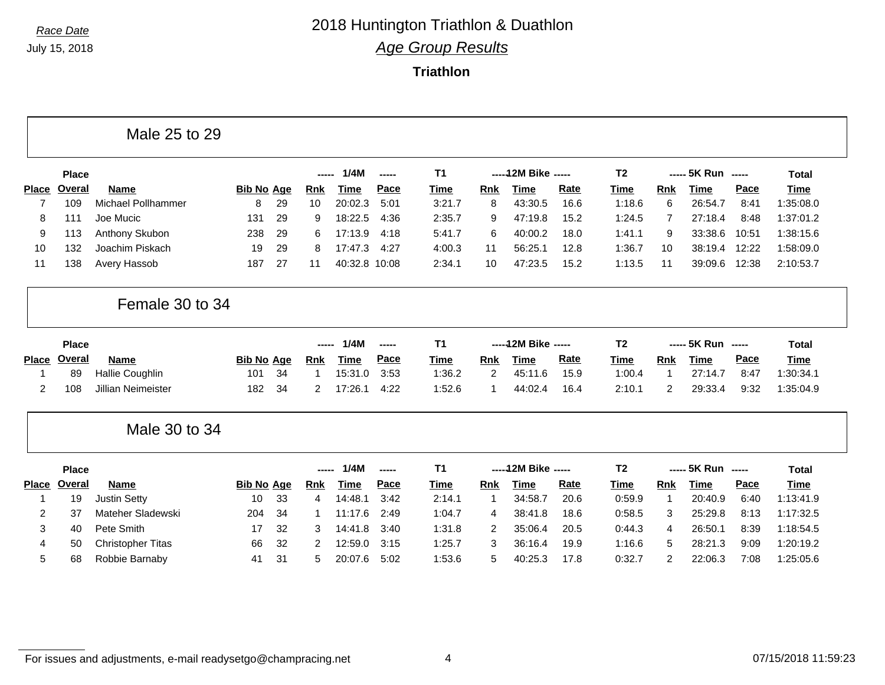Race Date

July 15, 2018

# 2018 Huntington Triathlon & Duathlon

## *Age Group Results*

### Triathlon

## Male 25 to 29

| Place | Place Overal | Name | Bib No | Age | 1/4M Rnk | 1/4M Time | 1/4M Pace | T1 Time | 12M Bike Rnk | 12M Bike Time | 12M Bike Rate | T2 Time | 5K Run Rnk | 5K Run Time | 5K Run Pace | Total Time |
|---|---|---|---|---|---|---|---|---|---|---|---|---|---|---|---|---|
| 7 | 109 | Michael Pollhammer | 8 | 29 | 10 | 20:02.3 | 5:01 | 3:21.7 | 8 | 43:30.5 | 16.6 | 1:18.6 | 6 | 26:54.7 | 8:41 | 1:35:08.0 |
| 8 | 111 | Joe Mucic | 131 | 29 | 9 | 18:22.5 | 4:36 | 2:35.7 | 9 | 47:19.8 | 15.2 | 1:24.5 | 7 | 27:18.4 | 8:48 | 1:37:01.2 |
| 9 | 113 | Anthony Skubon | 238 | 29 | 6 | 17:13.9 | 4:18 | 5:41.7 | 6 | 40:00.2 | 18.0 | 1:41.1 | 9 | 33:38.6 | 10:51 | 1:38:15.6 |
| 10 | 132 | Joachim Piskach | 19 | 29 | 8 | 17:47.3 | 4:27 | 4:00.3 | 11 | 56:25.1 | 12.8 | 1:36.7 | 10 | 38:19.4 | 12:22 | 1:58:09.0 |
| 11 | 138 | Avery Hassob | 187 | 27 | 11 | 40:32.8 | 10:08 | 2:34.1 | 10 | 47:23.5 | 15.2 | 1:13.5 | 11 | 39:09.6 | 12:38 | 2:10:53.7 |

## Female 30 to 34

| Place | Place Overal | Name | Bib No | Age | 1/4M Rnk | 1/4M Time | 1/4M Pace | T1 Time | 12M Bike Rnk | 12M Bike Time | 12M Bike Rate | T2 Time | 5K Run Rnk | 5K Run Time | 5K Run Pace | Total Time |
|---|---|---|---|---|---|---|---|---|---|---|---|---|---|---|---|---|
| 1 | 89 | Hallie Coughlin | 101 | 34 | 1 | 15:31.0 | 3:53 | 1:36.2 | 2 | 45:11.6 | 15.9 | 1:00.4 | 1 | 27:14.7 | 8:47 | 1:30:34.1 |
| 2 | 108 | Jillian Neimeister | 182 | 34 | 2 | 17:26.1 | 4:22 | 1:52.6 | 1 | 44:02.4 | 16.4 | 2:10.1 | 2 | 29:33.4 | 9:32 | 1:35:04.9 |

## Male 30 to 34

| Place | Place Overal | Name | Bib No | Age | 1/4M Rnk | 1/4M Time | 1/4M Pace | T1 Time | 12M Bike Rnk | 12M Bike Time | 12M Bike Rate | T2 Time | 5K Run Rnk | 5K Run Time | 5K Run Pace | Total Time |
|---|---|---|---|---|---|---|---|---|---|---|---|---|---|---|---|---|
| 1 | 19 | Justin Setty | 10 | 33 | 4 | 14:48.1 | 3:42 | 2:14.1 | 1 | 34:58.7 | 20.6 | 0:59.9 | 1 | 20:40.9 | 6:40 | 1:13:41.9 |
| 2 | 37 | Mateher Sladewski | 204 | 34 | 1 | 11:17.6 | 2:49 | 1:04.7 | 4 | 38:41.8 | 18.6 | 0:58.5 | 3 | 25:29.8 | 8:13 | 1:17:32.5 |
| 3 | 40 | Pete Smith | 17 | 32 | 3 | 14:41.8 | 3:40 | 1:31.8 | 2 | 35:06.4 | 20.5 | 0:44.3 | 4 | 26:50.1 | 8:39 | 1:18:54.5 |
| 4 | 50 | Christopher Titas | 66 | 32 | 2 | 12:59.0 | 3:15 | 1:25.7 | 3 | 36:16.4 | 19.9 | 1:16.6 | 5 | 28:21.3 | 9:09 | 1:20:19.2 |
| 5 | 68 | Robbie Barnaby | 41 | 31 | 5 | 20:07.6 | 5:02 | 1:53.6 | 5 | 40:25.3 | 17.8 | 0:32.7 | 2 | 22:06.3 | 7:08 | 1:25:05.6 |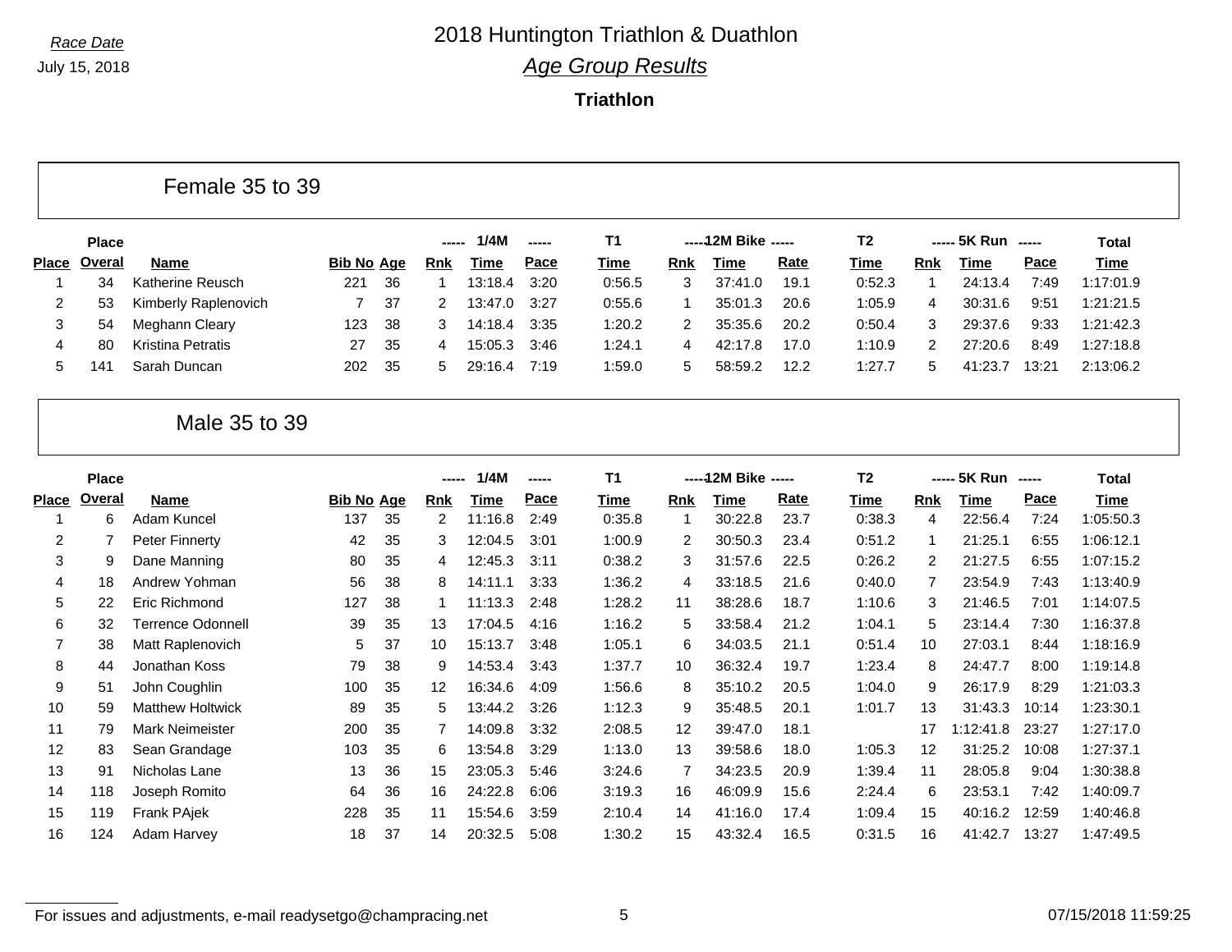*Race Date*

July 15, 2018

# 2018 Huntington Triathlon & Duathlon

## *Age Group Results*

### Triathlon

## Female 35 to 39

| | Place | | | | ----- | 1/4M | ----- | T1 | ----- | 12M Bike | ----- | T2 | ----- | 5K Run | ----- | Total |
|---|---|---|---|---|---|---|---|---|---|---|---|---|---|---|---|---|
| **Place** | **Overal** | **Name** | **Bib No** | **Age** | **Rnk** | **Time** | **Pace** | **Time** | **Rnk** | **Time** | **Rate** | **Time** | **Rnk** | **Time** | **Pace** | **Time** |
| 1 | 34 | Katherine Reusch | 221 | 36 | 1 | 13:18.4 | 3:20 | 0:56.5 | 3 | 37:41.0 | 19.1 | 0:52.3 | 1 | 24:13.4 | 7:49 | 1:17:01.9 |
| 2 | 53 | Kimberly Raplenovich | 7 | 37 | 2 | 13:47.0 | 3:27 | 0:55.6 | 1 | 35:01.3 | 20.6 | 1:05.9 | 4 | 30:31.6 | 9:51 | 1:21:21.5 |
| 3 | 54 | Meghann Cleary | 123 | 38 | 3 | 14:18.4 | 3:35 | 1:20.2 | 2 | 35:35.6 | 20.2 | 0:50.4 | 3 | 29:37.6 | 9:33 | 1:21:42.3 |
| 4 | 80 | Kristina Petratis | 27 | 35 | 4 | 15:05.3 | 3:46 | 1:24.1 | 4 | 42:17.8 | 17.0 | 1:10.9 | 2 | 27:20.6 | 8:49 | 1:27:18.8 |
| 5 | 141 | Sarah Duncan | 202 | 35 | 5 | 29:16.4 | 7:19 | 1:59.0 | 5 | 58:59.2 | 12.2 | 1:27.7 | 5 | 41:23.7 | 13:21 | 2:13:06.2 |

## Male 35 to 39

| | Place | | | | ----- | 1/4M | ----- | T1 | ----- | 12M Bike | ----- | T2 | ----- | 5K Run | ----- | Total |
|---|---|---|---|---|---|---|---|---|---|---|---|---|---|---|---|---|
| **Place** | **Overal** | **Name** | **Bib No** | **Age** | **Rnk** | **Time** | **Pace** | **Time** | **Rnk** | **Time** | **Rate** | **Time** | **Rnk** | **Time** | **Pace** | **Time** |
| 1 | 6 | Adam Kuncel | 137 | 35 | 2 | 11:16.8 | 2:49 | 0:35.8 | 1 | 30:22.8 | 23.7 | 0:38.3 | 4 | 22:56.4 | 7:24 | 1:05:50.3 |
| 2 | 7 | Peter Finnerty | 42 | 35 | 3 | 12:04.5 | 3:01 | 1:00.9 | 2 | 30:50.3 | 23.4 | 0:51.2 | 1 | 21:25.1 | 6:55 | 1:06:12.1 |
| 3 | 9 | Dane Manning | 80 | 35 | 4 | 12:45.3 | 3:11 | 0:38.2 | 3 | 31:57.6 | 22.5 | 0:26.2 | 2 | 21:27.5 | 6:55 | 1:07:15.2 |
| 4 | 18 | Andrew Yohman | 56 | 38 | 8 | 14:11.1 | 3:33 | 1:36.2 | 4 | 33:18.5 | 21.6 | 0:40.0 | 7 | 23:54.9 | 7:43 | 1:13:40.9 |
| 5 | 22 | Eric Richmond | 127 | 38 | 1 | 11:13.3 | 2:48 | 1:28.2 | 11 | 38:28.6 | 18.7 | 1:10.6 | 3 | 21:46.5 | 7:01 | 1:14:07.5 |
| 6 | 32 | Terrence Odonnell | 39 | 35 | 13 | 17:04.5 | 4:16 | 1:16.2 | 5 | 33:58.4 | 21.2 | 1:04.1 | 5 | 23:14.4 | 7:30 | 1:16:37.8 |
| 7 | 38 | Matt Raplenovich | 5 | 37 | 10 | 15:13.7 | 3:48 | 1:05.1 | 6 | 34:03.5 | 21.1 | 0:51.4 | 10 | 27:03.1 | 8:44 | 1:18:16.9 |
| 8 | 44 | Jonathan Koss | 79 | 38 | 9 | 14:53.4 | 3:43 | 1:37.7 | 10 | 36:32.4 | 19.7 | 1:23.4 | 8 | 24:47.7 | 8:00 | 1:19:14.8 |
| 9 | 51 | John Coughlin | 100 | 35 | 12 | 16:34.6 | 4:09 | 1:56.6 | 8 | 35:10.2 | 20.5 | 1:04.0 | 9 | 26:17.9 | 8:29 | 1:21:03.3 |
| 10 | 59 | Matthew Holtwick | 89 | 35 | 5 | 13:44.2 | 3:26 | 1:12.3 | 9 | 35:48.5 | 20.1 | 1:01.7 | 13 | 31:43.3 | 10:14 | 1:23:30.1 |
| 11 | 79 | Mark Neimeister | 200 | 35 | 7 | 14:09.8 | 3:32 | 2:08.5 | 12 | 39:47.0 | 18.1 | | 17 | 1:12:41.8 | 23:27 | 1:27:17.0 |
| 12 | 83 | Sean Grandage | 103 | 35 | 6 | 13:54.8 | 3:29 | 1:13.0 | 13 | 39:58.6 | 18.0 | 1:05.3 | 12 | 31:25.2 | 10:08 | 1:27:37.1 |
| 13 | 91 | Nicholas Lane | 13 | 36 | 15 | 23:05.3 | 5:46 | 3:24.6 | 7 | 34:23.5 | 20.9 | 1:39.4 | 11 | 28:05.8 | 9:04 | 1:30:38.8 |
| 14 | 118 | Joseph Romito | 64 | 36 | 16 | 24:22.8 | 6:06 | 3:19.3 | 16 | 46:09.9 | 15.6 | 2:24.4 | 6 | 23:53.1 | 7:42 | 1:40:09.7 |
| 15 | 119 | Frank PAjek | 228 | 35 | 11 | 15:54.6 | 3:59 | 2:10.4 | 14 | 41:16.0 | 17.4 | 1:09.4 | 15 | 40:16.2 | 12:59 | 1:40:46.8 |
| 16 | 124 | Adam Harvey | 18 | 37 | 14 | 20:32.5 | 5:08 | 1:30.2 | 15 | 43:32.4 | 16.5 | 0:31.5 | 16 | 41:42.7 | 13:27 | 1:47:49.5 |

For issues and adjustments, e-mail readysetgo@champracing.net

07/15/2018 11:59:25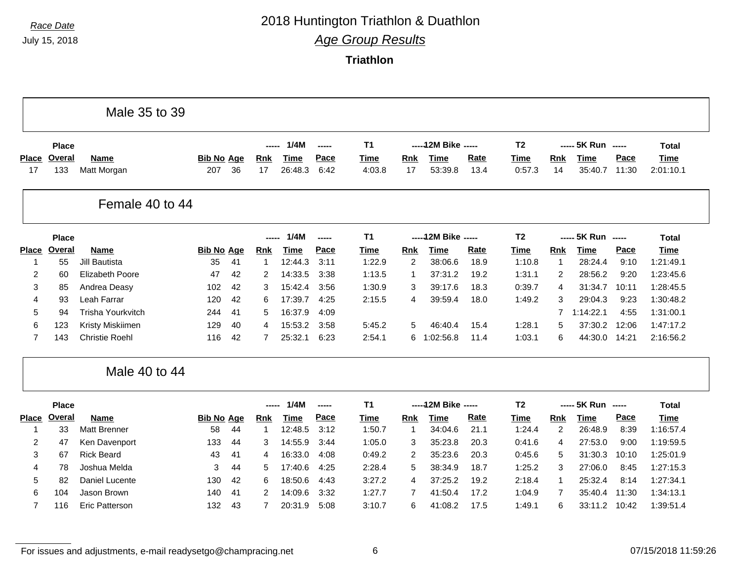*Race Date*

July 15, 2018

# 2018 Huntington Triathlon & Duathlon

## *Age Group Results*

### Triathlon

#### Male 35 to 39

| Place | Place Overal | Name | Bib No | Age | 1/4M Rnk | 1/4M Time | 1/4M Pace | T1 Time | 12M Bike Rnk | 12M Bike Time | 12M Bike Rate | T2 Time | 5K Run Rnk | 5K Run Time | 5K Run Pace | Total Time |
|---|---|---|---|---|---|---|---|---|---|---|---|---|---|---|---|---|
| 17 | 133 | Matt Morgan | 207 | 36 | 17 | 26:48.3 | 6:42 | 4:03.8 | 17 | 53:39.8 | 13.4 | 0:57.3 | 14 | 35:40.7 | 11:30 | 2:01:10.1 |

#### Female 40 to 44

| Place | Place Overal | Name | Bib No | Age | 1/4M Rnk | 1/4M Time | 1/4M Pace | T1 Time | 12M Bike Rnk | 12M Bike Time | 12M Bike Rate | T2 Time | 5K Run Rnk | 5K Run Time | 5K Run Pace | Total Time |
|---|---|---|---|---|---|---|---|---|---|---|---|---|---|---|---|---|
| 1 | 55 | Jill Bautista | 35 | 41 | 1 | 12:44.3 | 3:11 | 1:22.9 | 2 | 38:06.6 | 18.9 | 1:10.8 | 1 | 28:24.4 | 9:10 | 1:21:49.1 |
| 2 | 60 | Elizabeth Poore | 47 | 42 | 2 | 14:33.5 | 3:38 | 1:13.5 | 1 | 37:31.2 | 19.2 | 1:31.1 | 2 | 28:56.2 | 9:20 | 1:23:45.6 |
| 3 | 85 | Andrea Deasy | 102 | 42 | 3 | 15:42.4 | 3:56 | 1:30.9 | 3 | 39:17.6 | 18.3 | 0:39.7 | 4 | 31:34.7 | 10:11 | 1:28:45.5 |
| 4 | 93 | Leah Farrar | 120 | 42 | 6 | 17:39.7 | 4:25 | 2:15.5 | 4 | 39:59.4 | 18.0 | 1:49.2 | 3 | 29:04.3 | 9:23 | 1:30:48.2 |
| 5 | 94 | Trisha Yourkvitch | 244 | 41 | 5 | 16:37.9 | 4:09 | | | | | | 7 | 1:14:22.1 | 4:55 | 1:31:00.1 |
| 6 | 123 | Kristy Miskiimen | 129 | 40 | 4 | 15:53.2 | 3:58 | 5:45.2 | 5 | 46:40.4 | 15.4 | 1:28.1 | 5 | 37:30.2 | 12:06 | 1:47:17.2 |
| 7 | 143 | Christie Roehl | 116 | 42 | 7 | 25:32.1 | 6:23 | 2:54.1 | 6 | 1:02:56.8 | 11.4 | 1:03.1 | 6 | 44:30.0 | 14:21 | 2:16:56.2 |

#### Male 40 to 44

| Place | Place Overal | Name | Bib No | Age | 1/4M Rnk | 1/4M Time | 1/4M Pace | T1 Time | 12M Bike Rnk | 12M Bike Time | 12M Bike Rate | T2 Time | 5K Run Rnk | 5K Run Time | 5K Run Pace | Total Time |
|---|---|---|---|---|---|---|---|---|---|---|---|---|---|---|---|---|
| 1 | 33 | Matt Brenner | 58 | 44 | 1 | 12:48.5 | 3:12 | 1:50.7 | 1 | 34:04.6 | 21.1 | 1:24.4 | 2 | 26:48.9 | 8:39 | 1:16:57.4 |
| 2 | 47 | Ken Davenport | 133 | 44 | 3 | 14:55.9 | 3:44 | 1:05.0 | 3 | 35:23.8 | 20.3 | 0:41.6 | 4 | 27:53.0 | 9:00 | 1:19:59.5 |
| 3 | 67 | Rick Beard | 43 | 41 | 4 | 16:33.0 | 4:08 | 0:49.2 | 2 | 35:23.6 | 20.3 | 0:45.6 | 5 | 31:30.3 | 10:10 | 1:25:01.9 |
| 4 | 78 | Joshua Melda | 3 | 44 | 5 | 17:40.6 | 4:25 | 2:28.4 | 5 | 38:34.9 | 18.7 | 1:25.2 | 3 | 27:06.0 | 8:45 | 1:27:15.3 |
| 5 | 82 | Daniel Lucente | 130 | 42 | 6 | 18:50.6 | 4:43 | 3:27.2 | 4 | 37:25.2 | 19.2 | 2:18.4 | 1 | 25:32.4 | 8:14 | 1:27:34.1 |
| 6 | 104 | Jason Brown | 140 | 41 | 2 | 14:09.6 | 3:32 | 1:27.7 | 7 | 41:50.4 | 17.2 | 1:04.9 | 7 | 35:40.4 | 11:30 | 1:34:13.1 |
| 7 | 116 | Eric Patterson | 132 | 43 | 7 | 20:31.9 | 5:08 | 3:10.7 | 6 | 41:08.2 | 17.5 | 1:49.1 | 6 | 33:11.2 | 10:42 | 1:39:51.4 |

For issues and adjustments, e-mail readysetgo@champracing.net

07/15/2018 11:59:26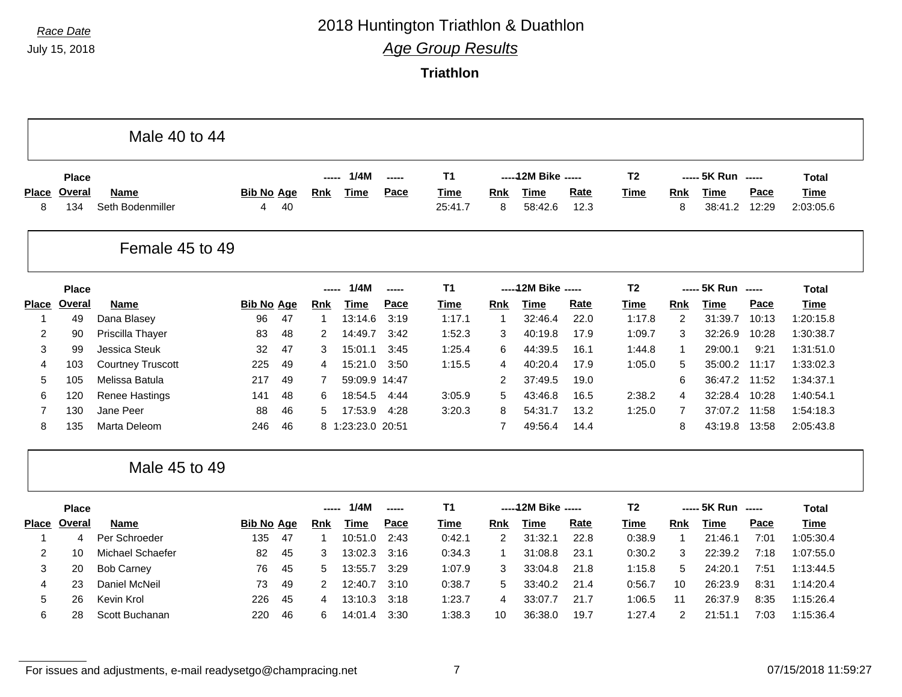Race Date
July 15, 2018

# 2018 Huntington Triathlon & Duathlon

## *Age Group Results*

### Triathlon

## Male 40 to 44

| Place | Place Overal | Name | Bib No | Age | 1/4M Rnk | 1/4M Time | 1/4M Pace | T1 Time | 12M Bike Rnk | 12M Bike Time | 12M Bike Rate | T2 Time | 5K Run Rnk | 5K Run Time | 5K Run Pace | Total Time |
|---|---|---|---|---|---|---|---|---|---|---|---|---|---|---|---|---|
| 8 | 134 | Seth Bodenmiller | 4 | 40 | | | | 25:41.7 | 8 | 58:42.6 | 12.3 | | 8 | 38:41.2 | 12:29 | 2:03:05.6 |

## Female 45 to 49

| Place | Place Overal | Name | Bib No | Age | 1/4M Rnk | 1/4M Time | 1/4M Pace | T1 Time | 12M Bike Rnk | 12M Bike Time | 12M Bike Rate | T2 Time | 5K Run Rnk | 5K Run Time | 5K Run Pace | Total Time |
|---|---|---|---|---|---|---|---|---|---|---|---|---|---|---|---|---|
| 1 | 49 | Dana Blasey | 96 | 47 | 1 | 13:14.6 | 3:19 | 1:17.1 | 1 | 32:46.4 | 22.0 | 1:17.8 | 2 | 31:39.7 | 10:13 | 1:20:15.8 |
| 2 | 90 | Priscilla Thayer | 83 | 48 | 2 | 14:49.7 | 3:42 | 1:52.3 | 3 | 40:19.8 | 17.9 | 1:09.7 | 3 | 32:26.9 | 10:28 | 1:30:38.7 |
| 3 | 99 | Jessica Steuk | 32 | 47 | 3 | 15:01.1 | 3:45 | 1:25.4 | 6 | 44:39.5 | 16.1 | 1:44.8 | 1 | 29:00.1 | 9:21 | 1:31:51.0 |
| 4 | 103 | Courtney Truscott | 225 | 49 | 4 | 15:21.0 | 3:50 | 1:15.5 | 4 | 40:20.4 | 17.9 | 1:05.0 | 5 | 35:00.2 | 11:17 | 1:33:02.3 |
| 5 | 105 | Melissa Batula | 217 | 49 | 7 | 59:09.9 | 14:47 | | 2 | 37:49.5 | 19.0 | | 6 | 36:47.2 | 11:52 | 1:34:37.1 |
| 6 | 120 | Renee Hastings | 141 | 48 | 6 | 18:54.5 | 4:44 | 3:05.9 | 5 | 43:46.8 | 16.5 | 2:38.2 | 4 | 32:28.4 | 10:28 | 1:40:54.1 |
| 7 | 130 | Jane Peer | 88 | 46 | 5 | 17:53.9 | 4:28 | 3:20.3 | 8 | 54:31.7 | 13.2 | 1:25.0 | 7 | 37:07.2 | 11:58 | 1:54:18.3 |
| 8 | 135 | Marta Deleom | 246 | 46 | 8 | 1:23:23.0 | 20:51 | | 7 | 49:56.4 | 14.4 | | 8 | 43:19.8 | 13:58 | 2:05:43.8 |

## Male 45 to 49

| Place | Place Overal | Name | Bib No | Age | 1/4M Rnk | 1/4M Time | 1/4M Pace | T1 Time | 12M Bike Rnk | 12M Bike Time | 12M Bike Rate | T2 Time | 5K Run Rnk | 5K Run Time | 5K Run Pace | Total Time |
|---|---|---|---|---|---|---|---|---|---|---|---|---|---|---|---|---|
| 1 | 4 | Per Schroeder | 135 | 47 | 1 | 10:51.0 | 2:43 | 0:42.1 | 2 | 31:32.1 | 22.8 | 0:38.9 | 1 | 21:46.1 | 7:01 | 1:05:30.4 |
| 2 | 10 | Michael Schaefer | 82 | 45 | 3 | 13:02.3 | 3:16 | 0:34.3 | 1 | 31:08.8 | 23.1 | 0:30.2 | 3 | 22:39.2 | 7:18 | 1:07:55.0 |
| 3 | 20 | Bob Carney | 76 | 45 | 5 | 13:55.7 | 3:29 | 1:07.9 | 3 | 33:04.8 | 21.8 | 1:15.8 | 5 | 24:20.1 | 7:51 | 1:13:44.5 |
| 4 | 23 | Daniel McNeil | 73 | 49 | 2 | 12:40.7 | 3:10 | 0:38.7 | 5 | 33:40.2 | 21.4 | 0:56.7 | 10 | 26:23.9 | 8:31 | 1:14:20.4 |
| 5 | 26 | Kevin Krol | 226 | 45 | 4 | 13:10.3 | 3:18 | 1:23.7 | 4 | 33:07.7 | 21.7 | 1:06.5 | 11 | 26:37.9 | 8:35 | 1:15:26.4 |
| 6 | 28 | Scott Buchanan | 220 | 46 | 6 | 14:01.4 | 3:30 | 1:38.3 | 10 | 36:38.0 | 19.7 | 1:27.4 | 2 | 21:51.1 | 7:03 | 1:15:36.4 |

For issues and adjustments, e-mail readysetgo@champracing.net

07/15/2018 11:59:27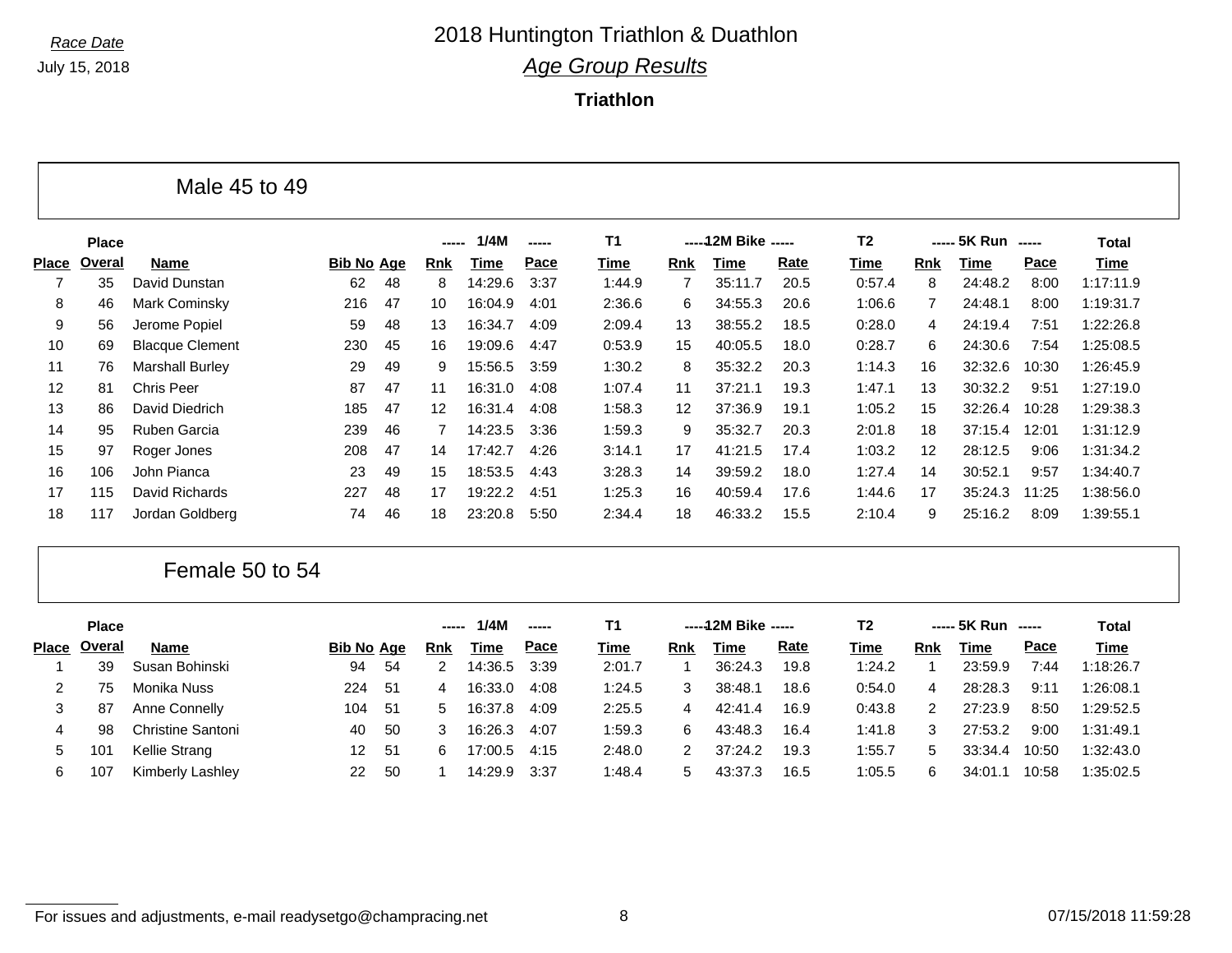Race Date

July 15, 2018

# 2018 Huntington Triathlon & Duathlon

## Age Group Results

### Triathlon

## Male 45 to 49

| Place | Place Overal | Name | Bib No | Age | 1/4M Rnk | 1/4M Time | 1/4M Pace | T1 Time | 12M Bike Rnk | 12M Bike Time | 12M Bike Rate | T2 Time | 5K Run Rnk | 5K Run Time | 5K Run Pace | Total Time |
|---|---|---|---|---|---|---|---|---|---|---|---|---|---|---|---|---|
| 7 | 35 | David Dunstan | 62 | 48 | 8 | 14:29.6 | 3:37 | 1:44.9 | 7 | 35:11.7 | 20.5 | 0:57.4 | 8 | 24:48.2 | 8:00 | 1:17:11.9 |
| 8 | 46 | Mark Cominsky | 216 | 47 | 10 | 16:04.9 | 4:01 | 2:36.6 | 6 | 34:55.3 | 20.6 | 1:06.6 | 7 | 24:48.1 | 8:00 | 1:19:31.7 |
| 9 | 56 | Jerome Popiel | 59 | 48 | 13 | 16:34.7 | 4:09 | 2:09.4 | 13 | 38:55.2 | 18.5 | 0:28.0 | 4 | 24:19.4 | 7:51 | 1:22:26.8 |
| 10 | 69 | Blacque Clement | 230 | 45 | 16 | 19:09.6 | 4:47 | 0:53.9 | 15 | 40:05.5 | 18.0 | 0:28.7 | 6 | 24:30.6 | 7:54 | 1:25:08.5 |
| 11 | 76 | Marshall Burley | 29 | 49 | 9 | 15:56.5 | 3:59 | 1:30.2 | 8 | 35:32.2 | 20.3 | 1:14.3 | 16 | 32:32.6 | 10:30 | 1:26:45.9 |
| 12 | 81 | Chris Peer | 87 | 47 | 11 | 16:31.0 | 4:08 | 1:07.4 | 11 | 37:21.1 | 19.3 | 1:47.1 | 13 | 30:32.2 | 9:51 | 1:27:19.0 |
| 13 | 86 | David Diedrich | 185 | 47 | 12 | 16:31.4 | 4:08 | 1:58.3 | 12 | 37:36.9 | 19.1 | 1:05.2 | 15 | 32:26.4 | 10:28 | 1:29:38.3 |
| 14 | 95 | Ruben Garcia | 239 | 46 | 7 | 14:23.5 | 3:36 | 1:59.3 | 9 | 35:32.7 | 20.3 | 2:01.8 | 18 | 37:15.4 | 12:01 | 1:31:12.9 |
| 15 | 97 | Roger Jones | 208 | 47 | 14 | 17:42.7 | 4:26 | 3:14.1 | 17 | 41:21.5 | 17.4 | 1:03.2 | 12 | 28:12.5 | 9:06 | 1:31:34.2 |
| 16 | 106 | John Pianca | 23 | 49 | 15 | 18:53.5 | 4:43 | 3:28.3 | 14 | 39:59.2 | 18.0 | 1:27.4 | 14 | 30:52.1 | 9:57 | 1:34:40.7 |
| 17 | 115 | David Richards | 227 | 48 | 17 | 19:22.2 | 4:51 | 1:25.3 | 16 | 40:59.4 | 17.6 | 1:44.6 | 17 | 35:24.3 | 11:25 | 1:38:56.0 |
| 18 | 117 | Jordan Goldberg | 74 | 46 | 18 | 23:20.8 | 5:50 | 2:34.4 | 18 | 46:33.2 | 15.5 | 2:10.4 | 9 | 25:16.2 | 8:09 | 1:39:55.1 |

## Female 50 to 54

| Place | Place Overal | Name | Bib No | Age | 1/4M Rnk | 1/4M Time | 1/4M Pace | T1 Time | 12M Bike Rnk | 12M Bike Time | 12M Bike Rate | T2 Time | 5K Run Rnk | 5K Run Time | 5K Run Pace | Total Time |
|---|---|---|---|---|---|---|---|---|---|---|---|---|---|---|---|---|
| 1 | 39 | Susan Bohinski | 94 | 54 | 2 | 14:36.5 | 3:39 | 2:01.7 | 1 | 36:24.3 | 19.8 | 1:24.2 | 1 | 23:59.9 | 7:44 | 1:18:26.7 |
| 2 | 75 | Monika Nuss | 224 | 51 | 4 | 16:33.0 | 4:08 | 1:24.5 | 3 | 38:48.1 | 18.6 | 0:54.0 | 4 | 28:28.3 | 9:11 | 1:26:08.1 |
| 3 | 87 | Anne Connelly | 104 | 51 | 5 | 16:37.8 | 4:09 | 2:25.5 | 4 | 42:41.4 | 16.9 | 0:43.8 | 2 | 27:23.9 | 8:50 | 1:29:52.5 |
| 4 | 98 | Christine Santoni | 40 | 50 | 3 | 16:26.3 | 4:07 | 1:59.3 | 6 | 43:48.3 | 16.4 | 1:41.8 | 3 | 27:53.2 | 9:00 | 1:31:49.1 |
| 5 | 101 | Kellie Strang | 12 | 51 | 6 | 17:00.5 | 4:15 | 2:48.0 | 2 | 37:24.2 | 19.3 | 1:55.7 | 5 | 33:34.4 | 10:50 | 1:32:43.0 |
| 6 | 107 | Kimberly Lashley | 22 | 50 | 1 | 14:29.9 | 3:37 | 1:48.4 | 5 | 43:37.3 | 16.5 | 1:05.5 | 6 | 34:01.1 | 10:58 | 1:35:02.5 |

For issues and adjustments, e-mail readysetgo@champracing.net

07/15/2018 11:59:28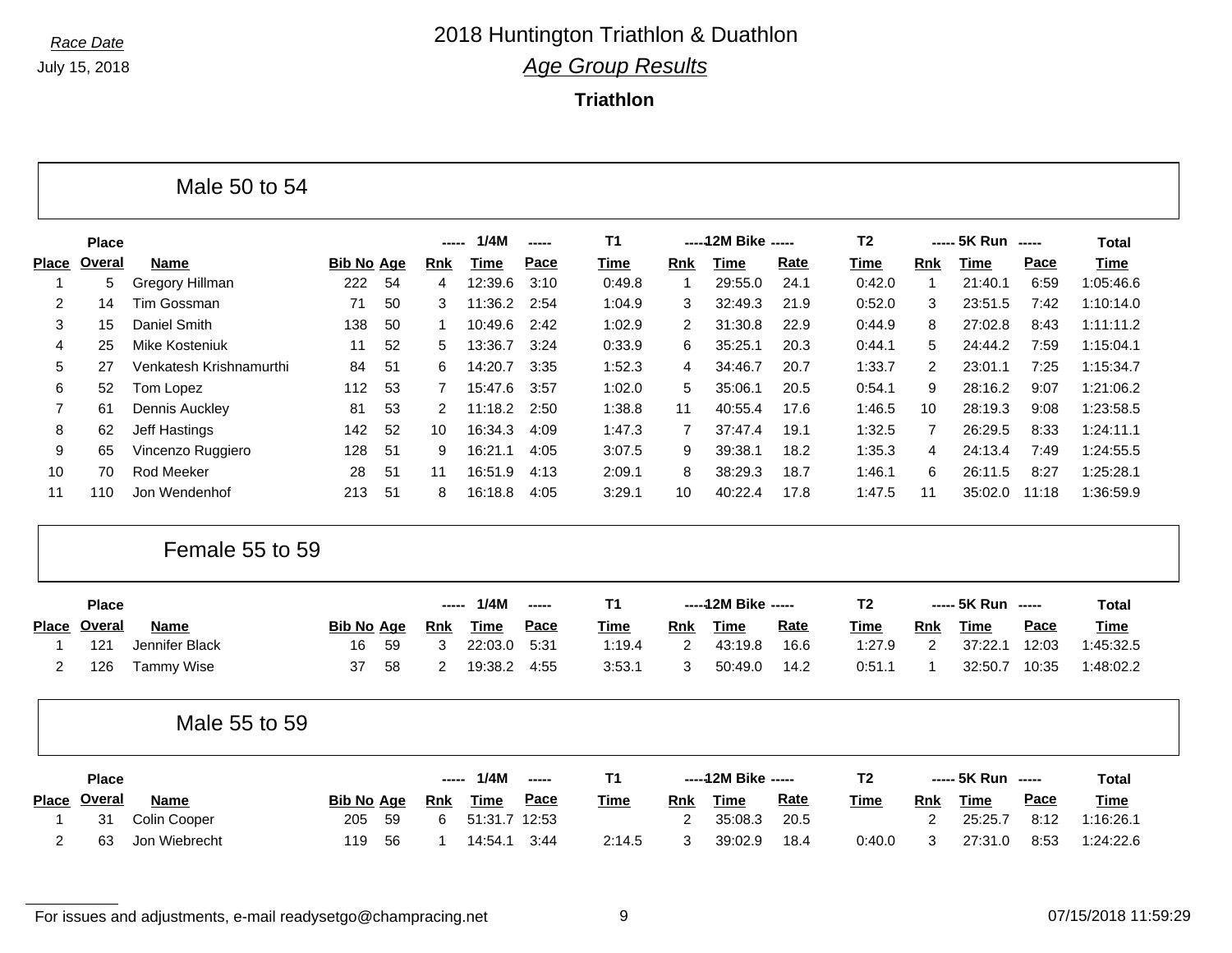*Race Date*

July 15, 2018

# 2018 Huntington Triathlon & Duathlon

## *Age Group Results*

**Triathlon**

## Male 50 to 54

| Place | Place Overal | Name | Bib No | Age | 1/4M Rnk | 1/4M Time | 1/4M Pace | T1 Time | 12M Bike Rnk | 12M Bike Time | 12M Bike Rate | T2 Time | 5K Run Rnk | 5K Run Time | 5K Run Pace | Total Time |
|---|---|---|---|---|---|---|---|---|---|---|---|---|---|---|---|---|
| 1 | 5 | Gregory Hillman | 222 | 54 | 4 | 12:39.6 | 3:10 | 0:49.8 | 1 | 29:55.0 | 24.1 | 0:42.0 | 1 | 21:40.1 | 6:59 | 1:05:46.6 |
| 2 | 14 | Tim Gossman | 71 | 50 | 3 | 11:36.2 | 2:54 | 1:04.9 | 3 | 32:49.3 | 21.9 | 0:52.0 | 3 | 23:51.5 | 7:42 | 1:10:14.0 |
| 3 | 15 | Daniel Smith | 138 | 50 | 1 | 10:49.6 | 2:42 | 1:02.9 | 2 | 31:30.8 | 22.9 | 0:44.9 | 8 | 27:02.8 | 8:43 | 1:11:11.2 |
| 4 | 25 | Mike Kosteniuk | 11 | 52 | 5 | 13:36.7 | 3:24 | 0:33.9 | 6 | 35:25.1 | 20.3 | 0:44.1 | 5 | 24:44.2 | 7:59 | 1:15:04.1 |
| 5 | 27 | Venkatesh Krishnamurthi | 84 | 51 | 6 | 14:20.7 | 3:35 | 1:52.3 | 4 | 34:46.7 | 20.7 | 1:33.7 | 2 | 23:01.1 | 7:25 | 1:15:34.7 |
| 6 | 52 | Tom Lopez | 112 | 53 | 7 | 15:47.6 | 3:57 | 1:02.0 | 5 | 35:06.1 | 20.5 | 0:54.1 | 9 | 28:16.2 | 9:07 | 1:21:06.2 |
| 7 | 61 | Dennis Auckley | 81 | 53 | 2 | 11:18.2 | 2:50 | 1:38.8 | 11 | 40:55.4 | 17.6 | 1:46.5 | 10 | 28:19.3 | 9:08 | 1:23:58.5 |
| 8 | 62 | Jeff Hastings | 142 | 52 | 10 | 16:34.3 | 4:09 | 1:47.3 | 7 | 37:47.4 | 19.1 | 1:32.5 | 7 | 26:29.5 | 8:33 | 1:24:11.1 |
| 9 | 65 | Vincenzo Ruggiero | 128 | 51 | 9 | 16:21.1 | 4:05 | 3:07.5 | 9 | 39:38.1 | 18.2 | 1:35.3 | 4 | 24:13.4 | 7:49 | 1:24:55.5 |
| 10 | 70 | Rod Meeker | 28 | 51 | 11 | 16:51.9 | 4:13 | 2:09.1 | 8 | 38:29.3 | 18.7 | 1:46.1 | 6 | 26:11.5 | 8:27 | 1:25:28.1 |
| 11 | 110 | Jon Wendenhof | 213 | 51 | 8 | 16:18.8 | 4:05 | 3:29.1 | 10 | 40:22.4 | 17.8 | 1:47.5 | 11 | 35:02.0 | 11:18 | 1:36:59.9 |

## Female 55 to 59

| Place | Place Overal | Name | Bib No | Age | 1/4M Rnk | 1/4M Time | 1/4M Pace | T1 Time | 12M Bike Rnk | 12M Bike Time | 12M Bike Rate | T2 Time | 5K Run Rnk | 5K Run Time | 5K Run Pace | Total Time |
|---|---|---|---|---|---|---|---|---|---|---|---|---|---|---|---|---|
| 1 | 121 | Jennifer Black | 16 | 59 | 3 | 22:03.0 | 5:31 | 1:19.4 | 2 | 43:19.8 | 16.6 | 1:27.9 | 2 | 37:22.1 | 12:03 | 1:45:32.5 |
| 2 | 126 | Tammy Wise | 37 | 58 | 2 | 19:38.2 | 4:55 | 3:53.1 | 3 | 50:49.0 | 14.2 | 0:51.1 | 1 | 32:50.7 | 10:35 | 1:48:02.2 |

## Male 55 to 59

| Place | Place Overal | Name | Bib No | Age | 1/4M Rnk | 1/4M Time | 1/4M Pace | T1 Time | 12M Bike Rnk | 12M Bike Time | 12M Bike Rate | T2 Time | 5K Run Rnk | 5K Run Time | 5K Run Pace | Total Time |
|---|---|---|---|---|---|---|---|---|---|---|---|---|---|---|---|---|
| 1 | 31 | Colin Cooper | 205 | 59 | 6 | 51:31.7 | 12:53 | | 2 | 35:08.3 | 20.5 | | 2 | 25:25.7 | 8:12 | 1:16:26.1 |
| 2 | 63 | Jon Wiebrecht | 119 | 56 | 1 | 14:54.1 | 3:44 | 2:14.5 | 3 | 39:02.9 | 18.4 | 0:40.0 | 3 | 27:31.0 | 8:53 | 1:24:22.6 |

For issues and adjustments, e-mail readysetgo@champracing.net

07/15/2018 11:59:29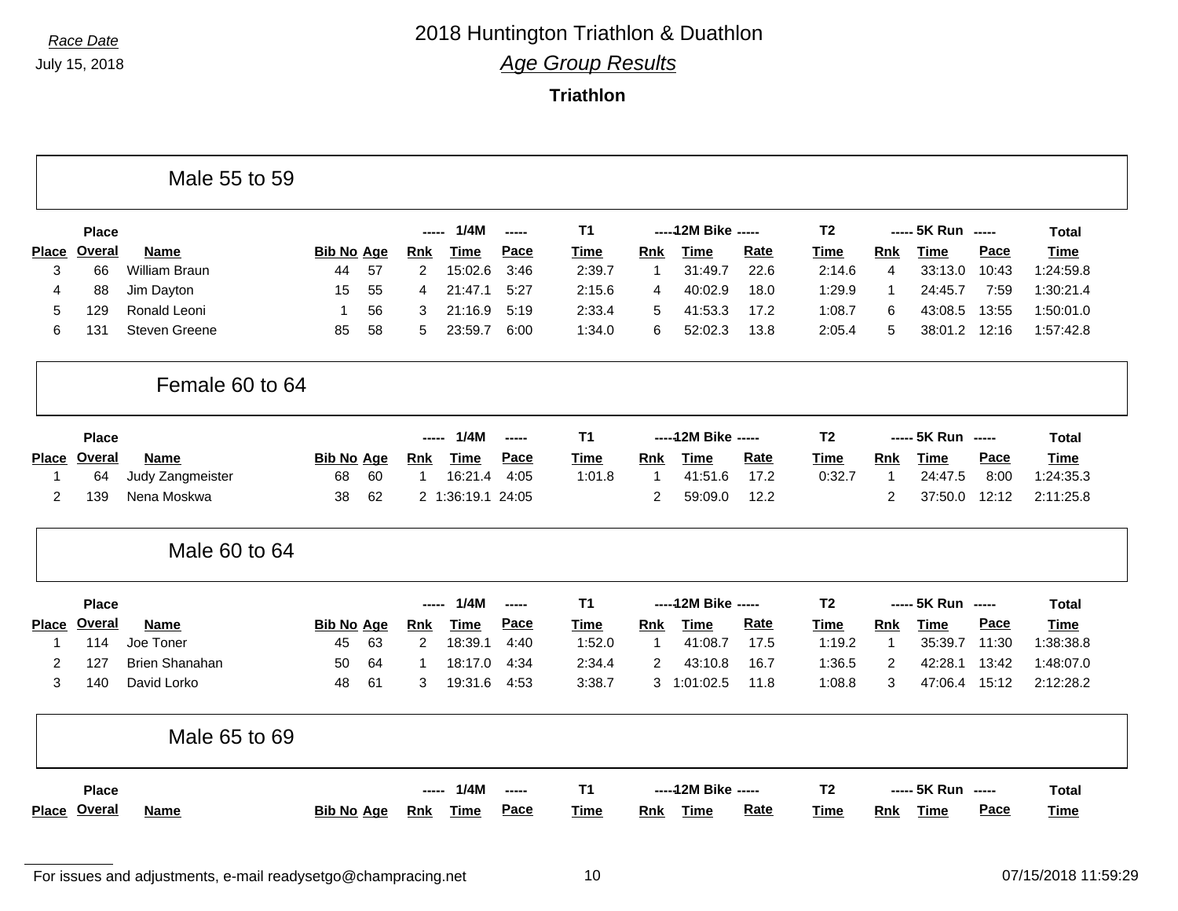# 2018 Huntington Triathlon & Duathlon

*Race Date*

July 15, 2018

## *Age Group Results*

### Triathlon

#### Male 55 to 59

| Place | Place Overal | Name | Bib No | Age | 1/4M Rnk | 1/4M Time | 1/4M Pace | T1 Time | 12M Bike Rnk | 12M Bike Time | 12M Bike Rate | T2 Time | 5K Run Rnk | 5K Run Time | 5K Run Pace | Total Time |
|---|---|---|---|---|---|---|---|---|---|---|---|---|---|---|---|---|
| 3 | 66 | William Braun | 44 | 57 | 2 | 15:02.6 | 3:46 | 2:39.7 | 1 | 31:49.7 | 22.6 | 2:14.6 | 4 | 33:13.0 | 10:43 | 1:24:59.8 |
| 4 | 88 | Jim Dayton | 15 | 55 | 4 | 21:47.1 | 5:27 | 2:15.6 | 4 | 40:02.9 | 18.0 | 1:29.9 | 1 | 24:45.7 | 7:59 | 1:30:21.4 |
| 5 | 129 | Ronald Leoni | 1 | 56 | 3 | 21:16.9 | 5:19 | 2:33.4 | 5 | 41:53.3 | 17.2 | 1:08.7 | 6 | 43:08.5 | 13:55 | 1:50:01.0 |
| 6 | 131 | Steven Greene | 85 | 58 | 5 | 23:59.7 | 6:00 | 1:34.0 | 6 | 52:02.3 | 13.8 | 2:05.4 | 5 | 38:01.2 | 12:16 | 1:57:42.8 |

#### Female 60 to 64

| Place | Place Overal | Name | Bib No | Age | 1/4M Rnk | 1/4M Time | 1/4M Pace | T1 Time | 12M Bike Rnk | 12M Bike Time | 12M Bike Rate | T2 Time | 5K Run Rnk | 5K Run Time | 5K Run Pace | Total Time |
|---|---|---|---|---|---|---|---|---|---|---|---|---|---|---|---|---|
| 1 | 64 | Judy Zangmeister | 68 | 60 | 1 | 16:21.4 | 4:05 | 1:01.8 | 1 | 41:51.6 | 17.2 | 0:32.7 | 1 | 24:47.5 | 8:00 | 1:24:35.3 |
| 2 | 139 | Nena Moskwa | 38 | 62 | 2 | 1:36:19.1 | 24:05 | | 2 | 59:09.0 | 12.2 | | 2 | 37:50.0 | 12:12 | 2:11:25.8 |

#### Male 60 to 64

| Place | Place Overal | Name | Bib No | Age | 1/4M Rnk | 1/4M Time | 1/4M Pace | T1 Time | 12M Bike Rnk | 12M Bike Time | 12M Bike Rate | T2 Time | 5K Run Rnk | 5K Run Time | 5K Run Pace | Total Time |
|---|---|---|---|---|---|---|---|---|---|---|---|---|---|---|---|---|
| 1 | 114 | Joe Toner | 45 | 63 | 2 | 18:39.1 | 4:40 | 1:52.0 | 1 | 41:08.7 | 17.5 | 1:19.2 | 1 | 35:39.7 | 11:30 | 1:38:38.8 |
| 2 | 127 | Brien Shanahan | 50 | 64 | 1 | 18:17.0 | 4:34 | 2:34.4 | 2 | 43:10.8 | 16.7 | 1:36.5 | 2 | 42:28.1 | 13:42 | 1:48:07.0 |
| 3 | 140 | David Lorko | 48 | 61 | 3 | 19:31.6 | 4:53 | 3:38.7 | 3 | 1:01:02.5 | 11.8 | 1:08.8 | 3 | 47:06.4 | 15:12 | 2:12:28.2 |

#### Male 65 to 69

| Place | Place Overal | Name | Bib No | Age | 1/4M Rnk | 1/4M Time | 1/4M Pace | T1 Time | 12M Bike Rnk | 12M Bike Time | 12M Bike Rate | T2 Time | 5K Run Rnk | 5K Run Time | 5K Run Pace | Total Time |
|---|---|---|---|---|---|---|---|---|---|---|---|---|---|---|---|---|

For issues and adjustments, e-mail readysetgo@champracing.net

07/15/2018 11:59:29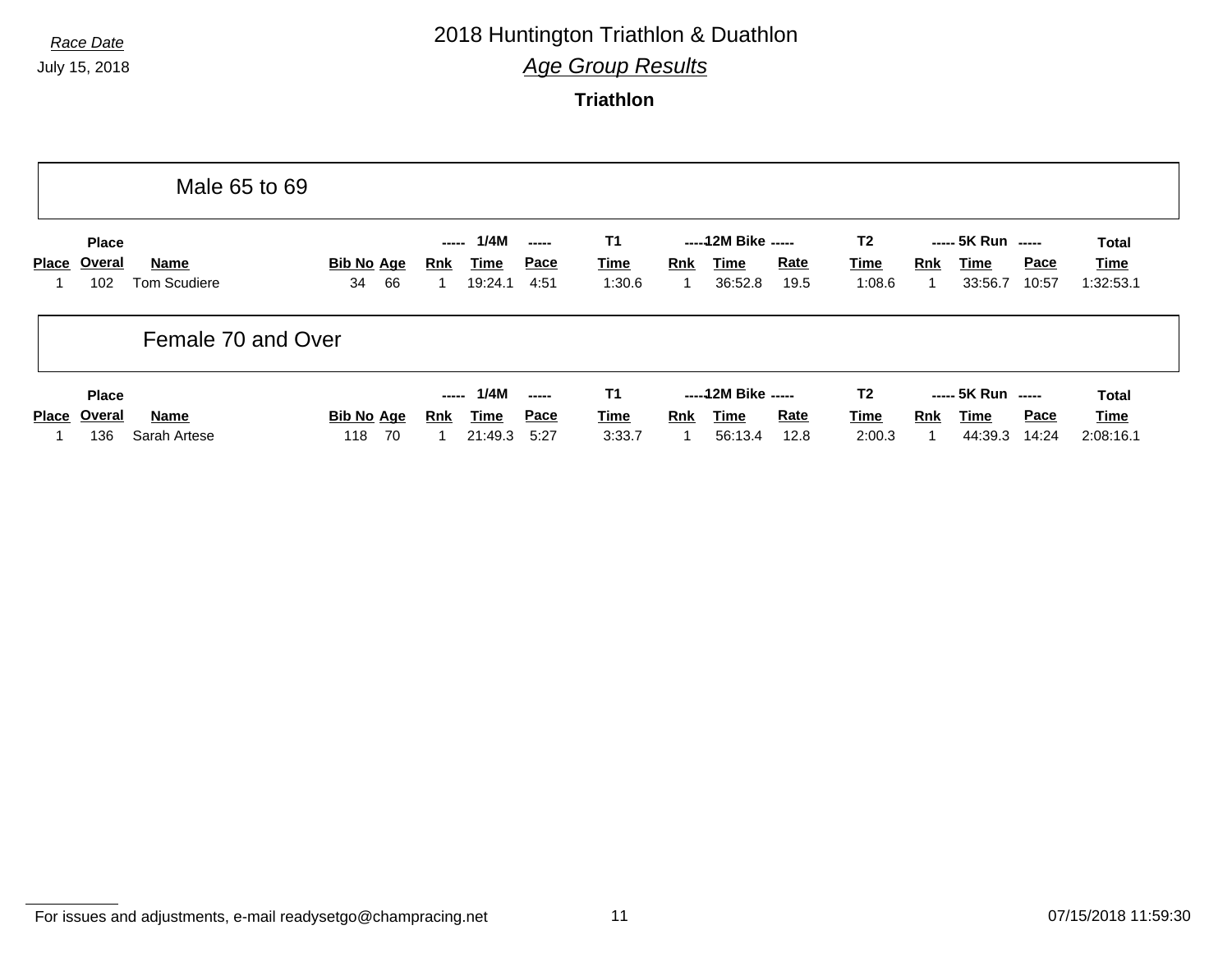*Race Date*
July 15, 2018

# 2018 Huntington Triathlon & Duathlon

## *Age Group Results*

### Triathlon

## Male 65 to 69

| Place | Place Overal | Name | Bib No | Age | 1/4M Rnk | 1/4M Time | 1/4M Pace | T1 Time | 12M Bike Rnk | 12M Bike Time | 12M Bike Rate | T2 Time | 5K Run Rnk | 5K Run Time | 5K Run Pace | Total Time |
|---|---|---|---|---|---|---|---|---|---|---|---|---|---|---|---|---|
| 1 | 102 | Tom Scudiere | 34 | 66 | 1 | 19:24.1 | 4:51 | 1:30.6 | 1 | 36:52.8 | 19.5 | 1:08.6 | 1 | 33:56.7 | 10:57 | 1:32:53.1 |

## Female 70 and Over

| Place | Place Overal | Name | Bib No | Age | 1/4M Rnk | 1/4M Time | 1/4M Pace | T1 Time | 12M Bike Rnk | 12M Bike Time | 12M Bike Rate | T2 Time | 5K Run Rnk | 5K Run Time | 5K Run Pace | Total Time |
|---|---|---|---|---|---|---|---|---|---|---|---|---|---|---|---|---|
| 1 | 136 | Sarah Artese | 118 | 70 | 1 | 21:49.3 | 5:27 | 3:33.7 | 1 | 56:13.4 | 12.8 | 2:00.3 | 1 | 44:39.3 | 14:24 | 2:08:16.1 |

For issues and adjustments, e-mail readysetgo@champracing.net

07/15/2018 11:59:30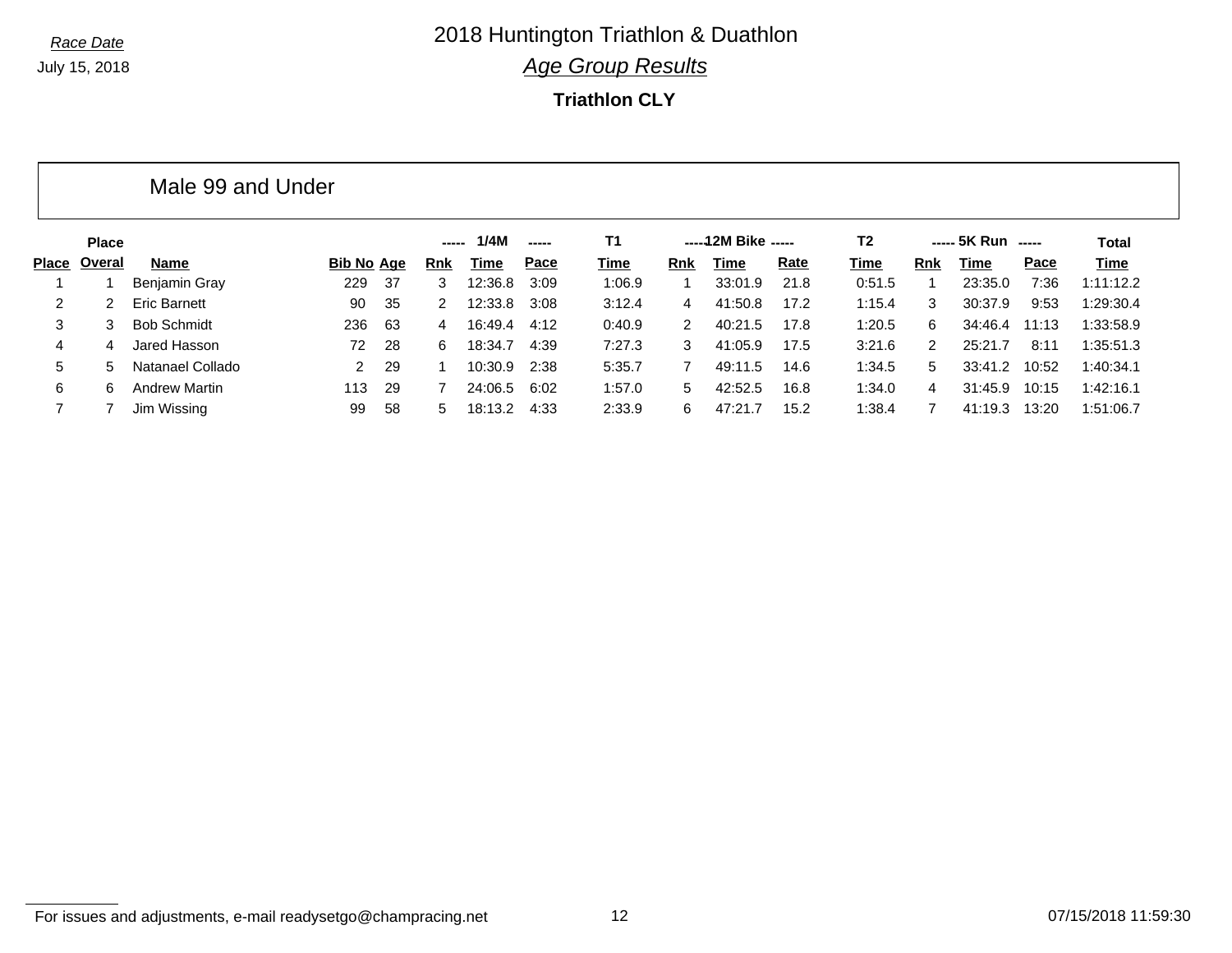*Race Date*

July 15, 2018

# 2018 Huntington Triathlon & Duathlon

## *Age Group Results*

**Triathlon CLY**

### Male 99 and Under

| Place | Place Overal | Name | Bib No | Age | ----- 1/4M Rnk | Time | Pace ----- | T1 Time | -----12M Bike Rnk | Time | Rate ----- | T2 Time | ----- 5K Run Rnk | Time | Pace ----- | Total Time |
|---|---|---|---|---|---|---|---|---|---|---|---|---|---|---|---|---|
| 1 | 1 | Benjamin Gray | 229 | 37 | 3 | 12:36.8 | 3:09 | 1:06.9 | 1 | 33:01.9 | 21.8 | 0:51.5 | 1 | 23:35.0 | 7:36 | 1:11:12.2 |
| 2 | 2 | Eric Barnett | 90 | 35 | 2 | 12:33.8 | 3:08 | 3:12.4 | 4 | 41:50.8 | 17.2 | 1:15.4 | 3 | 30:37.9 | 9:53 | 1:29:30.4 |
| 3 | 3 | Bob Schmidt | 236 | 63 | 4 | 16:49.4 | 4:12 | 0:40.9 | 2 | 40:21.5 | 17.8 | 1:20.5 | 6 | 34:46.4 | 11:13 | 1:33:58.9 |
| 4 | 4 | Jared Hasson | 72 | 28 | 6 | 18:34.7 | 4:39 | 7:27.3 | 3 | 41:05.9 | 17.5 | 3:21.6 | 2 | 25:21.7 | 8:11 | 1:35:51.3 |
| 5 | 5 | Natanael Collado | 2 | 29 | 1 | 10:30.9 | 2:38 | 5:35.7 | 7 | 49:11.5 | 14.6 | 1:34.5 | 5 | 33:41.2 | 10:52 | 1:40:34.1 |
| 6 | 6 | Andrew Martin | 113 | 29 | 7 | 24:06.5 | 6:02 | 1:57.0 | 5 | 42:52.5 | 16.8 | 1:34.0 | 4 | 31:45.9 | 10:15 | 1:42:16.1 |
| 7 | 7 | Jim Wissing | 99 | 58 | 5 | 18:13.2 | 4:33 | 2:33.9 | 6 | 47:21.7 | 15.2 | 1:38.4 | 7 | 41:19.3 | 13:20 | 1:51:06.7 |

For issues and adjustments, e-mail readysetgo@champracing.net

07/15/2018 11:59:30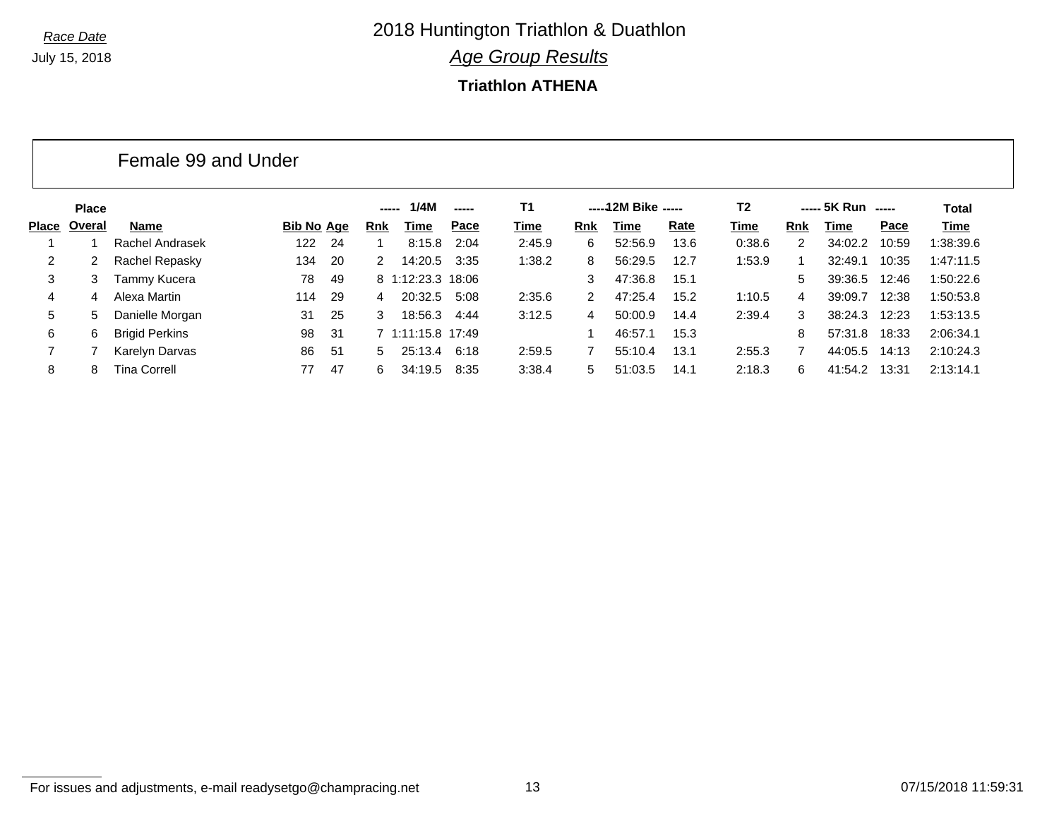Race Date

July 15, 2018

# 2018 Huntington Triathlon & Duathlon

## *Age Group Results*

### Triathlon ATHENA

#### Female 99 and Under

| | Place | | | | ----- | 1/4M | ----- | T1 | ----- | 12M Bike | ----- | T2 | ----- | 5K Run | ----- | Total |
|---|---|---|---|---|---|---|---|---|---|---|---|---|---|---|---|---|
| Place | Overal | Name | Bib No | Age | Rnk | Time | Pace | Time | Rnk | Time | Rate | Time | Rnk | Time | Pace | Time |
| 1 | 1 | Rachel Andrasek | 122 | 24 | 1 | 8:15.8 | 2:04 | 2:45.9 | 6 | 52:56.9 | 13.6 | 0:38.6 | 2 | 34:02.2 | 10:59 | 1:38:39.6 |
| 2 | 2 | Rachel Repasky | 134 | 20 | 2 | 14:20.5 | 3:35 | 1:38.2 | 8 | 56:29.5 | 12.7 | 1:53.9 | 1 | 32:49.1 | 10:35 | 1:47:11.5 |
| 3 | 3 | Tammy Kucera | 78 | 49 | 8 | 1:12:23.3 | 18:06 | | 3 | 47:36.8 | 15.1 | | 5 | 39:36.5 | 12:46 | 1:50:22.6 |
| 4 | 4 | Alexa Martin | 114 | 29 | 4 | 20:32.5 | 5:08 | 2:35.6 | 2 | 47:25.4 | 15.2 | 1:10.5 | 4 | 39:09.7 | 12:38 | 1:50:53.8 |
| 5 | 5 | Danielle Morgan | 31 | 25 | 3 | 18:56.3 | 4:44 | 3:12.5 | 4 | 50:00.9 | 14.4 | 2:39.4 | 3 | 38:24.3 | 12:23 | 1:53:13.5 |
| 6 | 6 | Brigid Perkins | 98 | 31 | 7 | 1:11:15.8 | 17:49 | | 1 | 46:57.1 | 15.3 | | 8 | 57:31.8 | 18:33 | 2:06:34.1 |
| 7 | 7 | Karelyn Darvas | 86 | 51 | 5 | 25:13.4 | 6:18 | 2:59.5 | 7 | 55:10.4 | 13.1 | 2:55.3 | 7 | 44:05.5 | 14:13 | 2:10:24.3 |
| 8 | 8 | Tina Correll | 77 | 47 | 6 | 34:19.5 | 8:35 | 3:38.4 | 5 | 51:03.5 | 14.1 | 2:18.3 | 6 | 41:54.2 | 13:31 | 2:13:14.1 |

For issues and adjustments, e-mail readysetgo@champracing.net

07/15/2018 11:59:31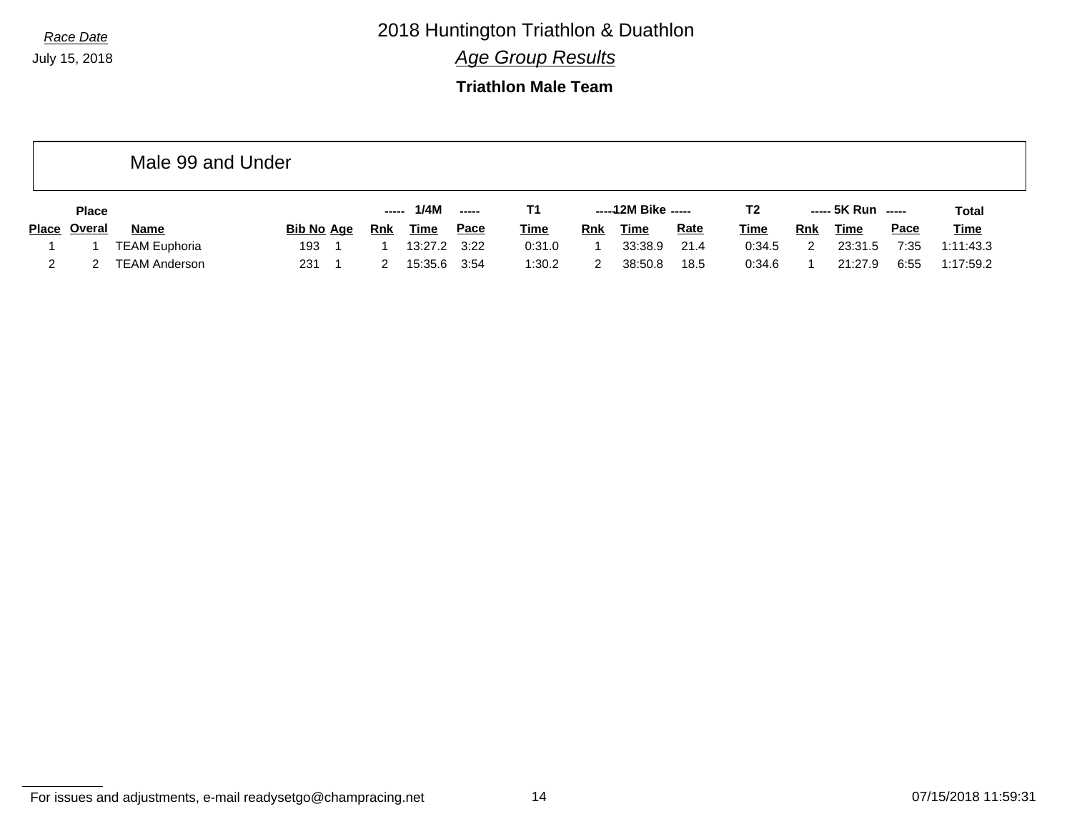Race Date
July 15, 2018

# 2018 Huntington Triathlon & Duathlon

## *Age Group Results*

### Triathlon Male Team

## Male 99 and Under

| Place | Place Overal | Name | Bib No | Age | 1/4M Rnk | 1/4M Time | 1/4M Pace | T1 Time | 12M Bike Rnk | 12M Bike Time | 12M Bike Rate | T2 Time | 5K Run Rnk | 5K Run Time | 5K Run Pace | Total Time |
|---|---|---|---|---|---|---|---|---|---|---|---|---|---|---|---|---|
| 1 | 1 | TEAM Euphoria | 193 | 1 | 1 | 13:27.2 | 3:22 | 0:31.0 | 1 | 33:38.9 | 21.4 | 0:34.5 | 2 | 23:31.5 | 7:35 | 1:11:43.3 |
| 2 | 2 | TEAM Anderson | 231 | 1 | 2 | 15:35.6 | 3:54 | 1:30.2 | 2 | 38:50.8 | 18.5 | 0:34.6 | 1 | 21:27.9 | 6:55 | 1:17:59.2 |

For issues and adjustments, e-mail readysetgo@champracing.net

07/15/2018 11:59:31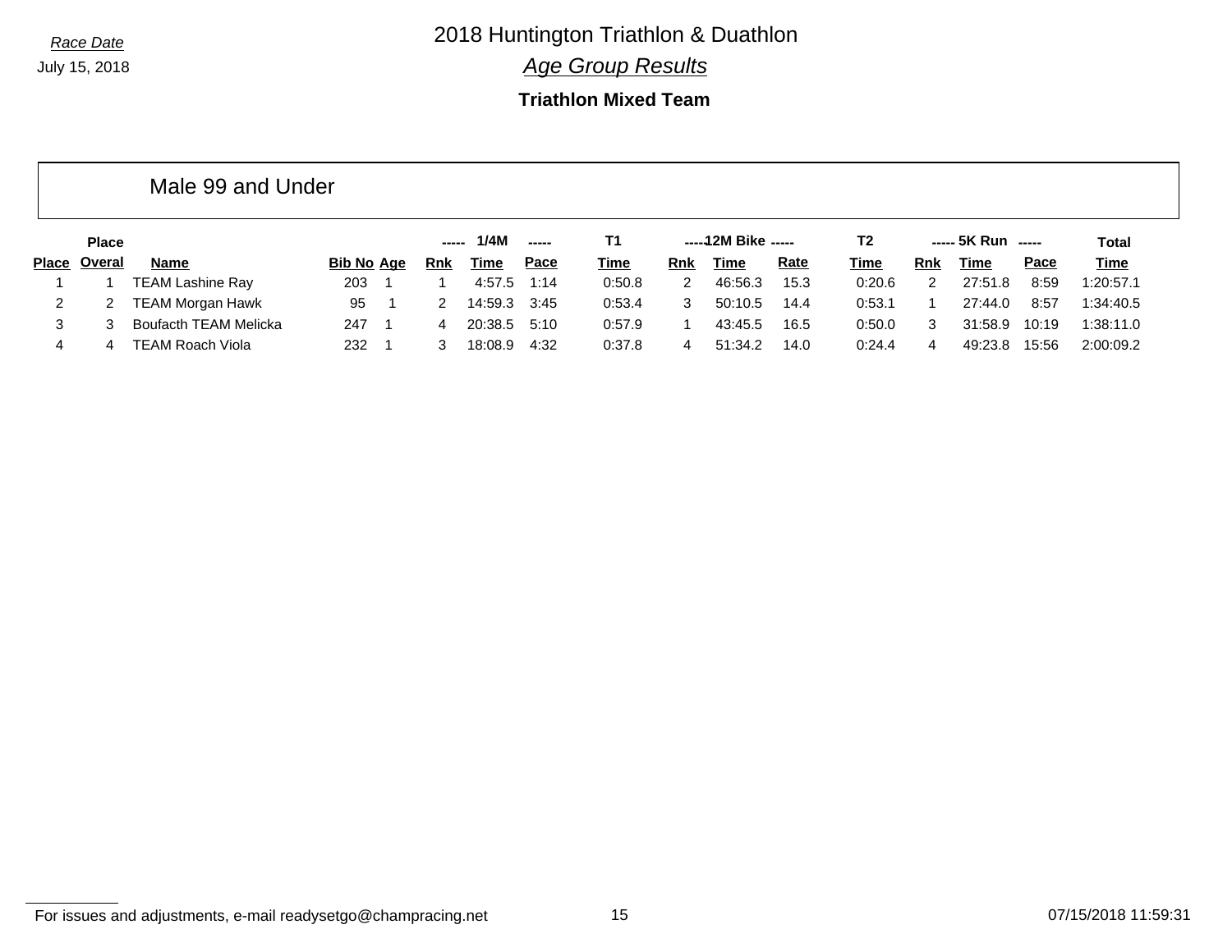Race Date

July 15, 2018

# 2018 Huntington Triathlon & Duathlon

## *Age Group Results*

### Triathlon Mixed Team

#### Male 99 and Under

| | Place | | | | 1/4M | | | T1 | 12M Bike | | | T2 | 5K Run | | | Total |
|---|---|---|---|---|---|---|---|---|---|---|---|---|---|---|---|---|
| Place | Overal | Name | Bib No | Age | Rnk | Time | Pace | Time | Rnk | Time | Rate | Time | Rnk | Time | Pace | Time |
| 1 | 1 | TEAM Lashine Ray | 203 | 1 | 1 | 4:57.5 | 1:14 | 0:50.8 | 2 | 46:56.3 | 15.3 | 0:20.6 | 2 | 27:51.8 | 8:59 | 1:20:57.1 |
| 2 | 2 | TEAM Morgan Hawk | 95 | 1 | 2 | 14:59.3 | 3:45 | 0:53.4 | 3 | 50:10.5 | 14.4 | 0:53.1 | 1 | 27:44.0 | 8:57 | 1:34:40.5 |
| 3 | 3 | Boufacth TEAM Melicka | 247 | 1 | 4 | 20:38.5 | 5:10 | 0:57.9 | 1 | 43:45.5 | 16.5 | 0:50.0 | 3 | 31:58.9 | 10:19 | 1:38:11.0 |
| 4 | 4 | TEAM Roach Viola | 232 | 1 | 3 | 18:08.9 | 4:32 | 0:37.8 | 4 | 51:34.2 | 14.0 | 0:24.4 | 4 | 49:23.8 | 15:56 | 2:00:09.2 |

For issues and adjustments, e-mail readysetgo@champracing.net

07/15/2018 11:59:31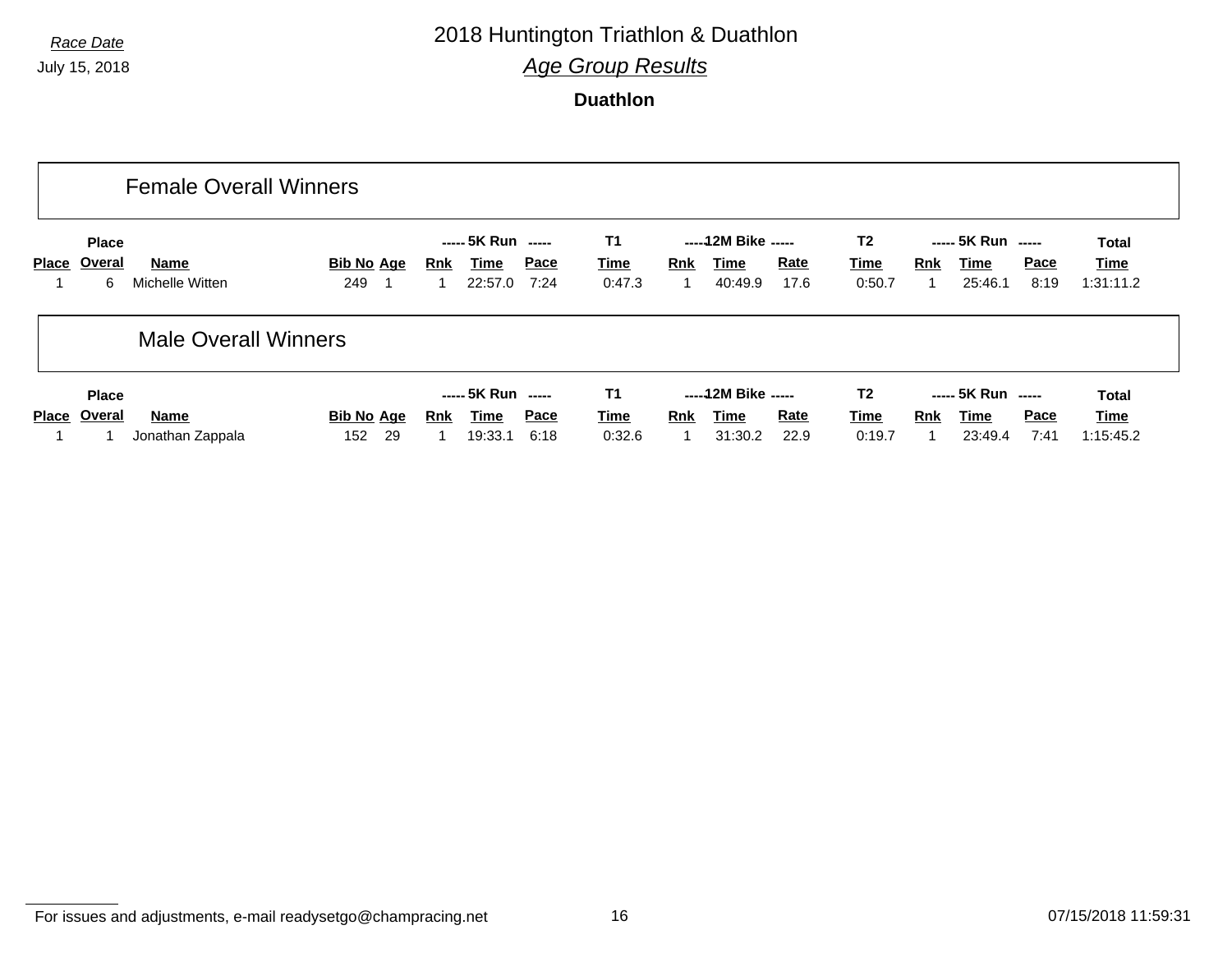*Race Date*

July 15, 2018

# 2018 Huntington Triathlon & Duathlon

## *Age Group Results*

### Duathlon

## Female Overall Winners

| Place | Place Overal | Name | Bib No | Age | 5K Run Rnk | 5K Run Time | 5K Run Pace | T1 Time | 12M Bike Rnk | 12M Bike Time | 12M Bike Rate | T2 Time | 5K Run Rnk | 5K Run Time | 5K Run Pace | Total Time |
|---|---|---|---|---|---|---|---|---|---|---|---|---|---|---|---|---|
| 1 | 6 | Michelle Witten | 249 | 1 | 1 | 22:57.0 | 7:24 | 0:47.3 | 1 | 40:49.9 | 17.6 | 0:50.7 | 1 | 25:46.1 | 8:19 | 1:31:11.2 |

## Male Overall Winners

| Place | Place Overal | Name | Bib No | Age | 5K Run Rnk | 5K Run Time | 5K Run Pace | T1 Time | 12M Bike Rnk | 12M Bike Time | 12M Bike Rate | T2 Time | 5K Run Rnk | 5K Run Time | 5K Run Pace | Total Time |
|---|---|---|---|---|---|---|---|---|---|---|---|---|---|---|---|---|
| 1 | 1 | Jonathan Zappala | 152 | 29 | 1 | 19:33.1 | 6:18 | 0:32.6 | 1 | 31:30.2 | 22.9 | 0:19.7 | 1 | 23:49.4 | 7:41 | 1:15:45.2 |

For issues and adjustments, e-mail readysetgo@champracing.net

07/15/2018 11:59:31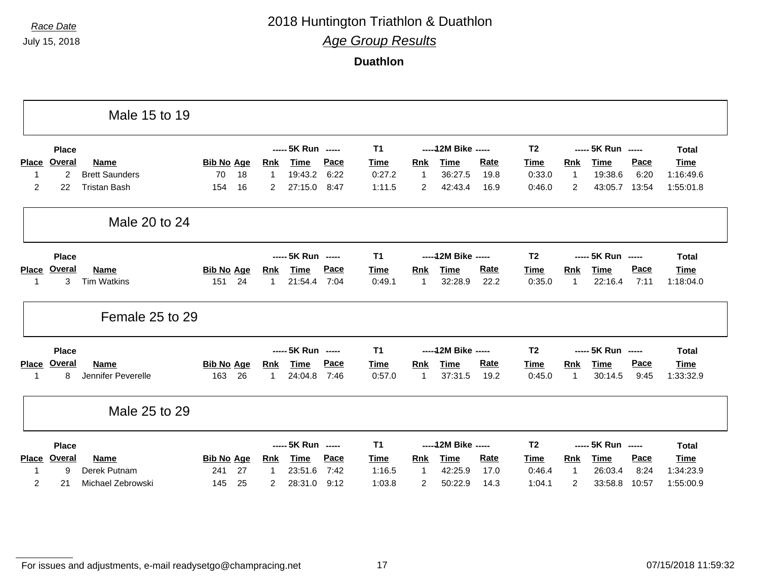*Race Date*

July 15, 2018

# 2018 Huntington Triathlon & Duathlon

## *Age Group Results*

**Duathlon**

### Male 15 to 19

| | Place | | | | ----- 5K Run | ----- | | T1 | ----- 12M Bike | ----- | | T2 | ----- 5K Run | ----- | | Total |
|---|---|---|---|---|---|---|---|---|---|---|---|---|---|---|---|---|
| **Place** | **Overal** | **Name** | **Bib No** | **Age** | **Rnk** | **Time** | **Pace** | **Time** | **Rnk** | **Time** | **Rate** | **Time** | **Rnk** | **Time** | **Pace** | **Time** |
| 1 | 2 | Brett Saunders | 70 | 18 | 1 | 19:43.2 | 6:22 | 0:27.2 | 1 | 36:27.5 | 19.8 | 0:33.0 | 1 | 19:38.6 | 6:20 | 1:16:49.6 |
| 2 | 22 | Tristan Bash | 154 | 16 | 2 | 27:15.0 | 8:47 | 1:11.5 | 2 | 42:43.4 | 16.9 | 0:46.0 | 2 | 43:05.7 | 13:54 | 1:55:01.8 |

### Male 20 to 24

| | Place | | | | ----- 5K Run | ----- | | T1 | ----- 12M Bike | ----- | | T2 | ----- 5K Run | ----- | | Total |
|---|---|---|---|---|---|---|---|---|---|---|---|---|---|---|---|---|
| **Place** | **Overal** | **Name** | **Bib No** | **Age** | **Rnk** | **Time** | **Pace** | **Time** | **Rnk** | **Time** | **Rate** | **Time** | **Rnk** | **Time** | **Pace** | **Time** |
| 1 | 3 | Tim Watkins | 151 | 24 | 1 | 21:54.4 | 7:04 | 0:49.1 | 1 | 32:28.9 | 22.2 | 0:35.0 | 1 | 22:16.4 | 7:11 | 1:18:04.0 |

### Female 25 to 29

| | Place | | | | ----- 5K Run | ----- | | T1 | ----- 12M Bike | ----- | | T2 | ----- 5K Run | ----- | | Total |
|---|---|---|---|---|---|---|---|---|---|---|---|---|---|---|---|---|
| **Place** | **Overal** | **Name** | **Bib No** | **Age** | **Rnk** | **Time** | **Pace** | **Time** | **Rnk** | **Time** | **Rate** | **Time** | **Rnk** | **Time** | **Pace** | **Time** |
| 1 | 8 | Jennifer Peverelle | 163 | 26 | 1 | 24:04.8 | 7:46 | 0:57.0 | 1 | 37:31.5 | 19.2 | 0:45.0 | 1 | 30:14.5 | 9:45 | 1:33:32.9 |

### Male 25 to 29

| | Place | | | | ----- 5K Run | ----- | | T1 | ----- 12M Bike | ----- | | T2 | ----- 5K Run | ----- | | Total |
|---|---|---|---|---|---|---|---|---|---|---|---|---|---|---|---|---|
| **Place** | **Overal** | **Name** | **Bib No** | **Age** | **Rnk** | **Time** | **Pace** | **Time** | **Rnk** | **Time** | **Rate** | **Time** | **Rnk** | **Time** | **Pace** | **Time** |
| 1 | 9 | Derek Putnam | 241 | 27 | 1 | 23:51.6 | 7:42 | 1:16.5 | 1 | 42:25.9 | 17.0 | 0:46.4 | 1 | 26:03.4 | 8:24 | 1:34:23.9 |
| 2 | 21 | Michael Zebrowski | 145 | 25 | 2 | 28:31.0 | 9:12 | 1:03.8 | 2 | 50:22.9 | 14.3 | 1:04.1 | 2 | 33:58.8 | 10:57 | 1:55:00.9 |

For issues and adjustments, e-mail readysetgo@champracing.net

07/15/2018 11:59:32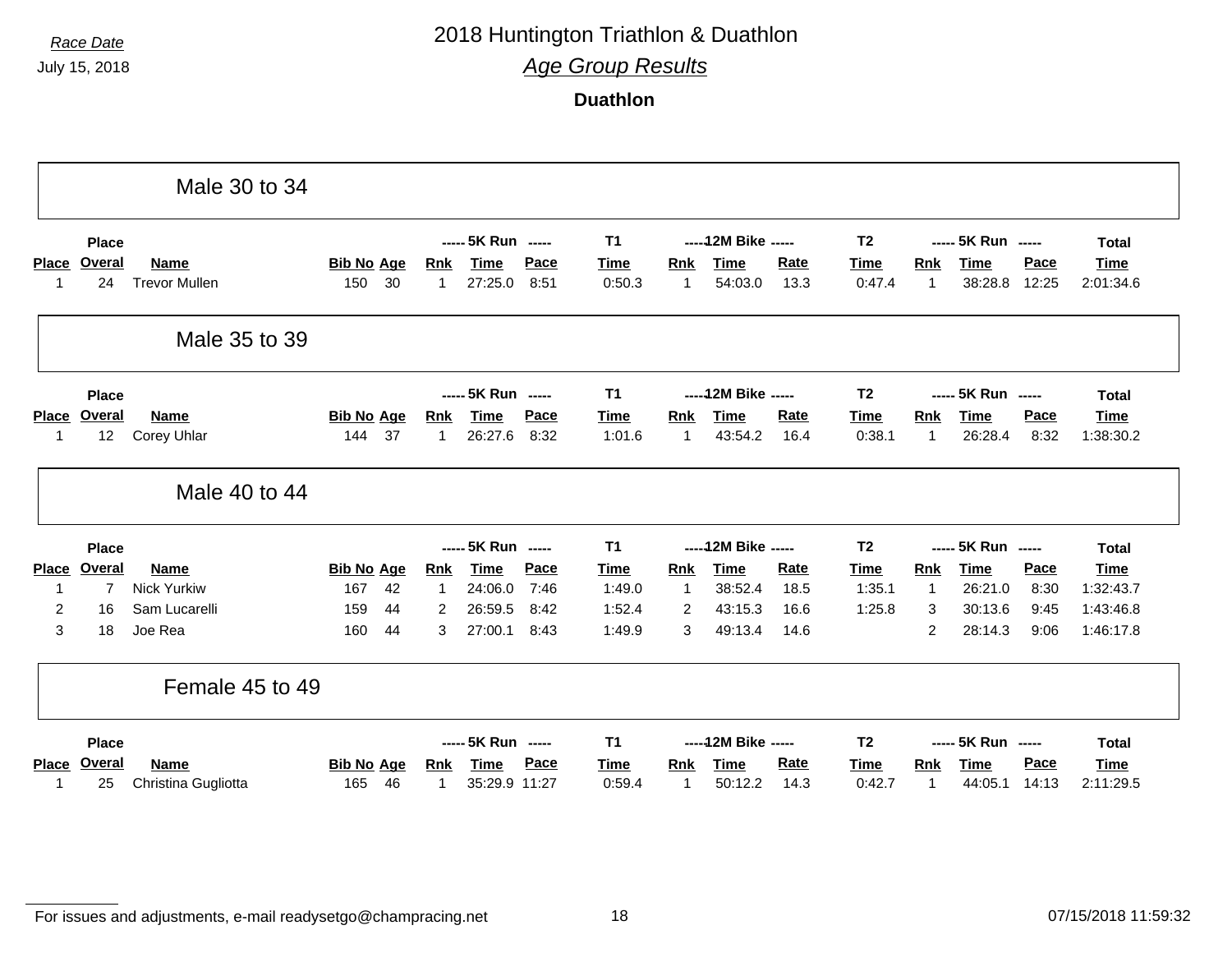*Race Date*

July 15, 2018

# 2018 Huntington Triathlon & Duathlon

## *Age Group Results*

### Duathlon

## Male 30 to 34

| Place | Place Overal | Name | Bib No | Age | 5K Run Rnk | 5K Run Time | 5K Run Pace | T1 Time | 12M Bike Rnk | 12M Bike Time | 12M Bike Rate | T2 Time | 5K Run Rnk | 5K Run Time | 5K Run Pace | Total Time |
|---|---|---|---|---|---|---|---|---|---|---|---|---|---|---|---|---|
| 1 | 24 | Trevor Mullen | 150 | 30 | 1 | 27:25.0 | 8:51 | 0:50.3 | 1 | 54:03.0 | 13.3 | 0:47.4 | 1 | 38:28.8 | 12:25 | 2:01:34.6 |

## Male 35 to 39

| Place | Place Overal | Name | Bib No | Age | 5K Run Rnk | 5K Run Time | 5K Run Pace | T1 Time | 12M Bike Rnk | 12M Bike Time | 12M Bike Rate | T2 Time | 5K Run Rnk | 5K Run Time | 5K Run Pace | Total Time |
|---|---|---|---|---|---|---|---|---|---|---|---|---|---|---|---|---|
| 1 | 12 | Corey Uhlar | 144 | 37 | 1 | 26:27.6 | 8:32 | 1:01.6 | 1 | 43:54.2 | 16.4 | 0:38.1 | 1 | 26:28.4 | 8:32 | 1:38:30.2 |

## Male 40 to 44

| Place | Place Overal | Name | Bib No | Age | 5K Run Rnk | 5K Run Time | 5K Run Pace | T1 Time | 12M Bike Rnk | 12M Bike Time | 12M Bike Rate | T2 Time | 5K Run Rnk | 5K Run Time | 5K Run Pace | Total Time |
|---|---|---|---|---|---|---|---|---|---|---|---|---|---|---|---|---|
| 1 | 7 | Nick Yurkiw | 167 | 42 | 1 | 24:06.0 | 7:46 | 1:49.0 | 1 | 38:52.4 | 18.5 | 1:35.1 | 1 | 26:21.0 | 8:30 | 1:32:43.7 |
| 2 | 16 | Sam Lucarelli | 159 | 44 | 2 | 26:59.5 | 8:42 | 1:52.4 | 2 | 43:15.3 | 16.6 | 1:25.8 | 3 | 30:13.6 | 9:45 | 1:43:46.8 |
| 3 | 18 | Joe Rea | 160 | 44 | 3 | 27:00.1 | 8:43 | 1:49.9 | 3 | 49:13.4 | 14.6 | | 2 | 28:14.3 | 9:06 | 1:46:17.8 |

## Female 45 to 49

| Place | Place Overal | Name | Bib No | Age | 5K Run Rnk | 5K Run Time | 5K Run Pace | T1 Time | 12M Bike Rnk | 12M Bike Time | 12M Bike Rate | T2 Time | 5K Run Rnk | 5K Run Time | 5K Run Pace | Total Time |
|---|---|---|---|---|---|---|---|---|---|---|---|---|---|---|---|---|
| 1 | 25 | Christina Gugliotta | 165 | 46 | 1 | 35:29.9 | 11:27 | 0:59.4 | 1 | 50:12.2 | 14.3 | 0:42.7 | 1 | 44:05.1 | 14:13 | 2:11:29.5 |

For issues and adjustments, e-mail readysetgo@champracing.net

07/15/2018 11:59:32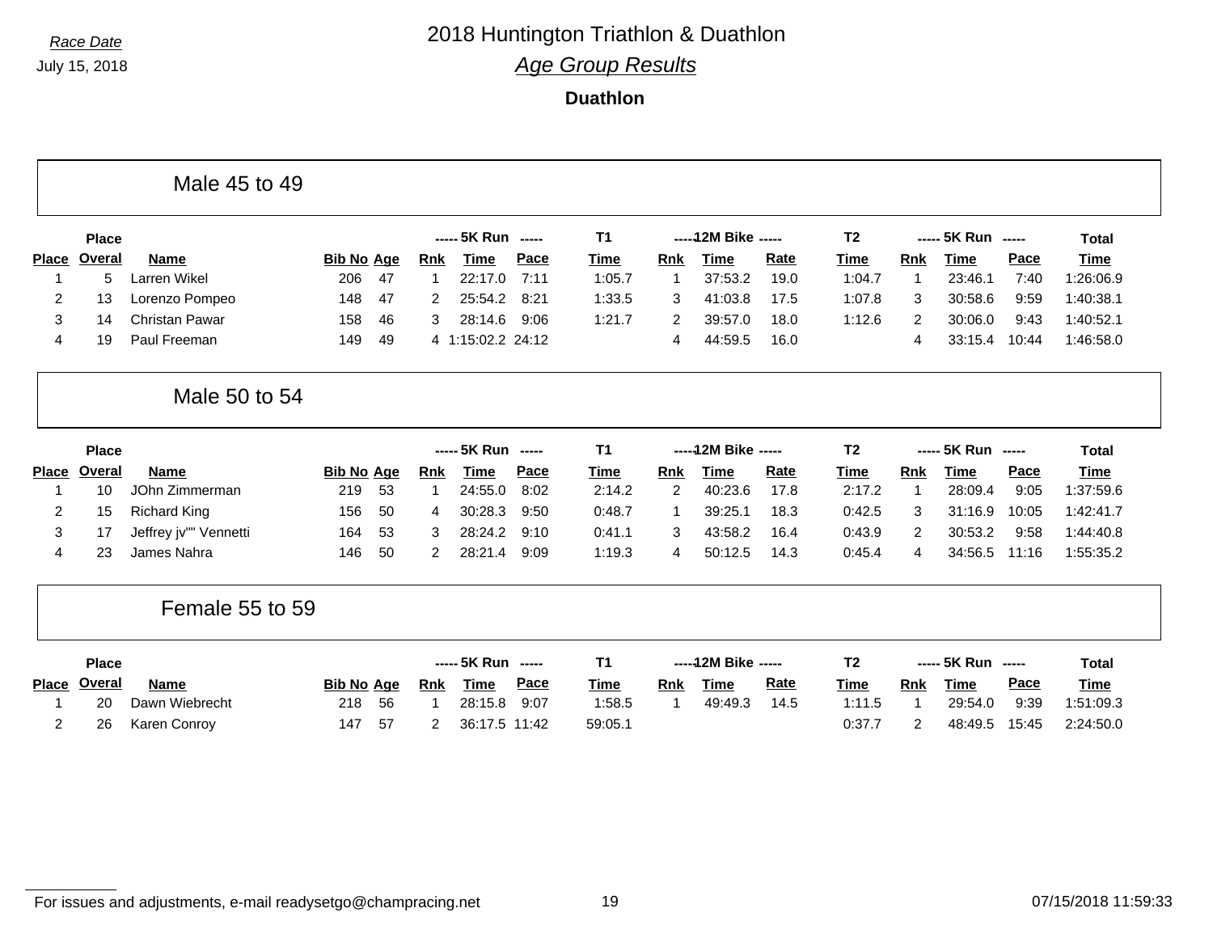Race Date
July 15, 2018

# 2018 Huntington Triathlon & Duathlon

## *Age Group Results*

### Duathlon

## Male 45 to 49

| Place | Place Overal | Name | Bib No | Age | 5K Run Rnk | 5K Run Time | 5K Run Pace | T1 Time | 12M Bike Rnk | 12M Bike Time | 12M Bike Rate | T2 Time | 5K Run Rnk | 5K Run Time | 5K Run Pace | Total Time |
|---|---|---|---|---|---|---|---|---|---|---|---|---|---|---|---|---|
| 1 | 5 | Larren Wikel | 206 | 47 | 1 | 22:17.0 | 7:11 | 1:05.7 | 1 | 37:53.2 | 19.0 | 1:04.7 | 1 | 23:46.1 | 7:40 | 1:26:06.9 |
| 2 | 13 | Lorenzo Pompeo | 148 | 47 | 2 | 25:54.2 | 8:21 | 1:33.5 | 3 | 41:03.8 | 17.5 | 1:07.8 | 3 | 30:58.6 | 9:59 | 1:40:38.1 |
| 3 | 14 | Christan Pawar | 158 | 46 | 3 | 28:14.6 | 9:06 | 1:21.7 | 2 | 39:57.0 | 18.0 | 1:12.6 | 2 | 30:06.0 | 9:43 | 1:40:52.1 |
| 4 | 19 | Paul Freeman | 149 | 49 | 4 | 1:15:02.2 | 24:12 | | 4 | 44:59.5 | 16.0 | | 4 | 33:15.4 | 10:44 | 1:46:58.0 |

## Male 50 to 54

| Place | Place Overal | Name | Bib No | Age | 5K Run Rnk | 5K Run Time | 5K Run Pace | T1 Time | 12M Bike Rnk | 12M Bike Time | 12M Bike Rate | T2 Time | 5K Run Rnk | 5K Run Time | 5K Run Pace | Total Time |
|---|---|---|---|---|---|---|---|---|---|---|---|---|---|---|---|---|
| 1 | 10 | JOhn Zimmerman | 219 | 53 | 1 | 24:55.0 | 8:02 | 2:14.2 | 2 | 40:23.6 | 17.8 | 2:17.2 | 1 | 28:09.4 | 9:05 | 1:37:59.6 |
| 2 | 15 | Richard King | 156 | 50 | 4 | 30:28.3 | 9:50 | 0:48.7 | 1 | 39:25.1 | 18.3 | 0:42.5 | 3 | 31:16.9 | 10:05 | 1:42:41.7 |
| 3 | 17 | Jeffrey jv"" Vennetti | 164 | 53 | 3 | 28:24.2 | 9:10 | 0:41.1 | 3 | 43:58.2 | 16.4 | 0:43.9 | 2 | 30:53.2 | 9:58 | 1:44:40.8 |
| 4 | 23 | James Nahra | 146 | 50 | 2 | 28:21.4 | 9:09 | 1:19.3 | 4 | 50:12.5 | 14.3 | 0:45.4 | 4 | 34:56.5 | 11:16 | 1:55:35.2 |

## Female 55 to 59

| Place | Place Overal | Name | Bib No | Age | 5K Run Rnk | 5K Run Time | 5K Run Pace | T1 Time | 12M Bike Rnk | 12M Bike Time | 12M Bike Rate | T2 Time | 5K Run Rnk | 5K Run Time | 5K Run Pace | Total Time |
|---|---|---|---|---|---|---|---|---|---|---|---|---|---|---|---|---|
| 1 | 20 | Dawn Wiebrecht | 218 | 56 | 1 | 28:15.8 | 9:07 | 1:58.5 | 1 | 49:49.3 | 14.5 | 1:11.5 | 1 | 29:54.0 | 9:39 | 1:51:09.3 |
| 2 | 26 | Karen Conroy | 147 | 57 | 2 | 36:17.5 | 11:42 | 59:05.1 | | | | 0:37.7 | 2 | 48:49.5 | 15:45 | 2:24:50.0 |

For issues and adjustments, e-mail readysetgo@champracing.net 07/15/2018 11:59:33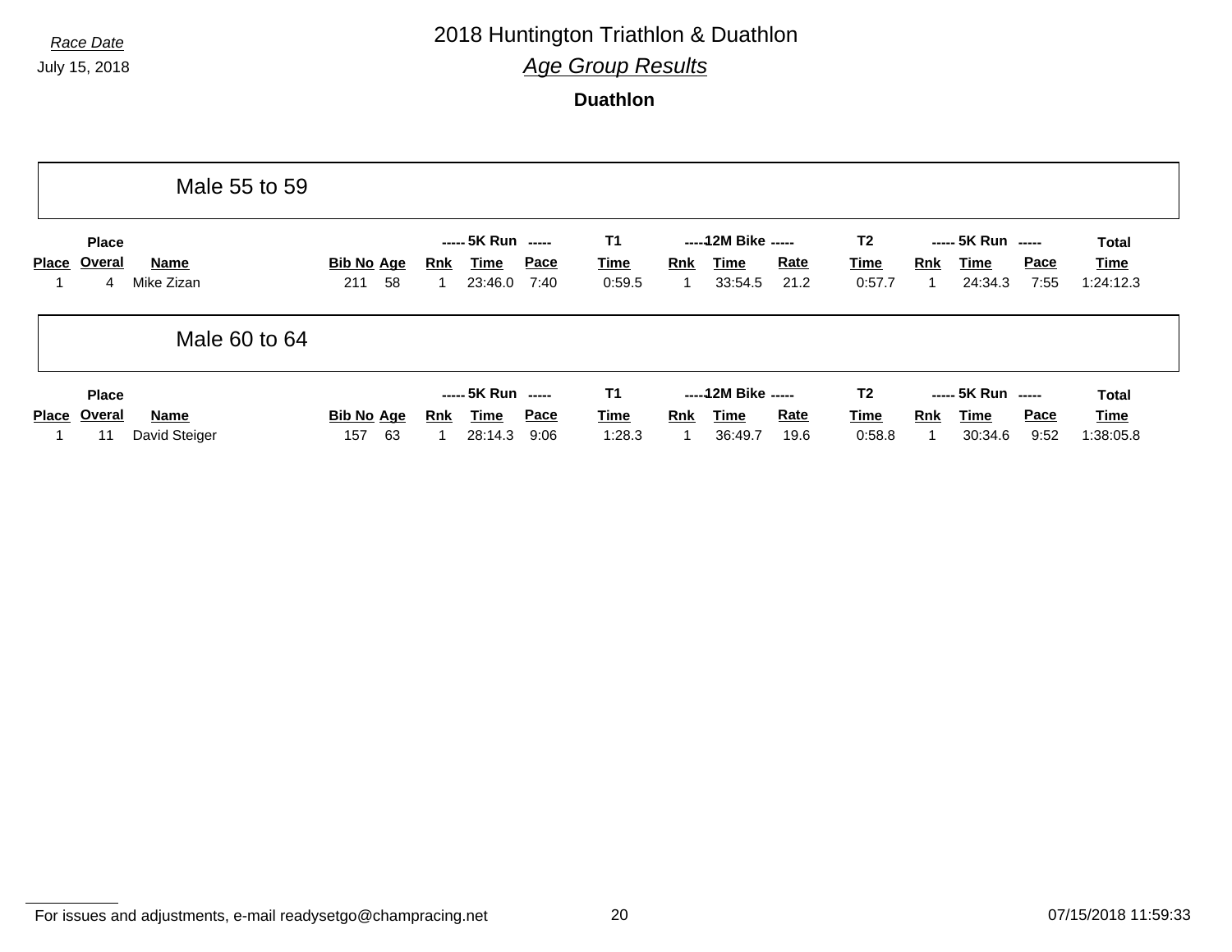*Race Date*

July 15, 2018

# 2018 Huntington Triathlon & Duathlon

## *Age Group Results*

### Duathlon

## Male 55 to 59

| Place | Place Overal | Name | Bib No | Age | 5K Run Rnk | 5K Run Time | 5K Run Pace | T1 Time | 12M Bike Rnk | 12M Bike Time | 12M Bike Rate | T2 Time | 5K Run Rnk | 5K Run Time | 5K Run Pace | Total Time |
|---|---|---|---|---|---|---|---|---|---|---|---|---|---|---|---|---|
| 1 | 4 | Mike Zizan | 211 | 58 | 1 | 23:46.0 | 7:40 | 0:59.5 | 1 | 33:54.5 | 21.2 | 0:57.7 | 1 | 24:34.3 | 7:55 | 1:24:12.3 |

## Male 60 to 64

| Place | Place Overal | Name | Bib No | Age | 5K Run Rnk | 5K Run Time | 5K Run Pace | T1 Time | 12M Bike Rnk | 12M Bike Time | 12M Bike Rate | T2 Time | 5K Run Rnk | 5K Run Time | 5K Run Pace | Total Time |
|---|---|---|---|---|---|---|---|---|---|---|---|---|---|---|---|---|
| 1 | 11 | David Steiger | 157 | 63 | 1 | 28:14.3 | 9:06 | 1:28.3 | 1 | 36:49.7 | 19.6 | 0:58.8 | 1 | 30:34.6 | 9:52 | 1:38:05.8 |

For issues and adjustments, e-mail readysetgo@champracing.net

07/15/2018 11:59:33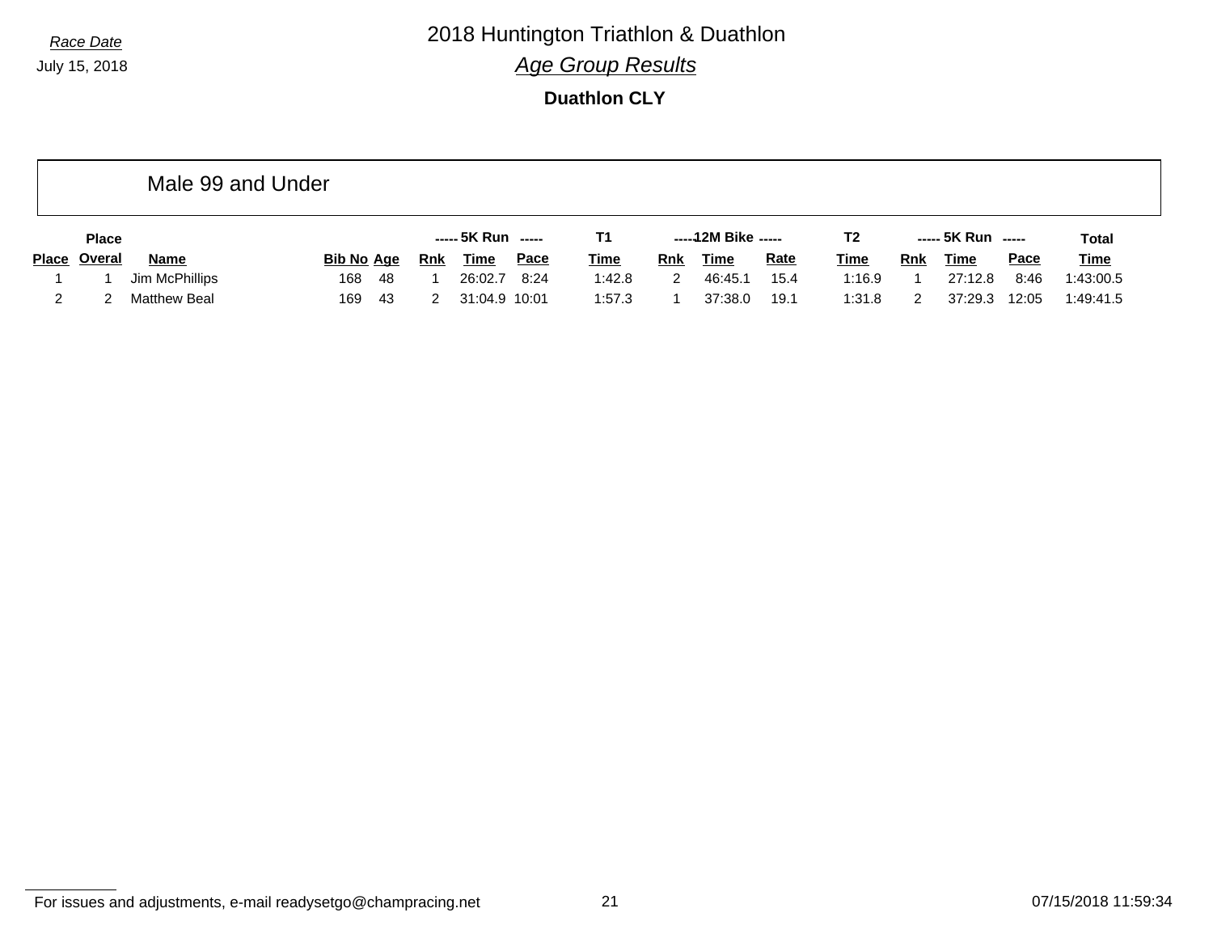*Race Date*

July 15, 2018

# 2018 Huntington Triathlon & Duathlon

## *Age Group Results*

### Duathlon CLY

## Male 99 and Under

| | Place | | | | ----- 5K Run | ----- | | T1 | ----- 12M Bike | ----- | | T2 | ----- 5K Run | ----- | | Total |
|---|---|---|---|---|---|---|---|---|---|---|---|---|---|---|---|---|
| Place | Overal | Name | Bib No | Age | Rnk | Time | Pace | Time | Rnk | Time | Rate | Time | Rnk | Time | Pace | Time |
| 1 | 1 | Jim McPhillips | 168 | 48 | 1 | 26:02.7 | 8:24 | 1:42.8 | 2 | 46:45.1 | 15.4 | 1:16.9 | 1 | 27:12.8 | 8:46 | 1:43:00.5 |
| 2 | 2 | Matthew Beal | 169 | 43 | 2 | 31:04.9 | 10:01 | 1:57.3 | 1 | 37:38.0 | 19.1 | 1:31.8 | 2 | 37:29.3 | 12:05 | 1:49:41.5 |

For issues and adjustments, e-mail readysetgo@champracing.net

07/15/2018 11:59:34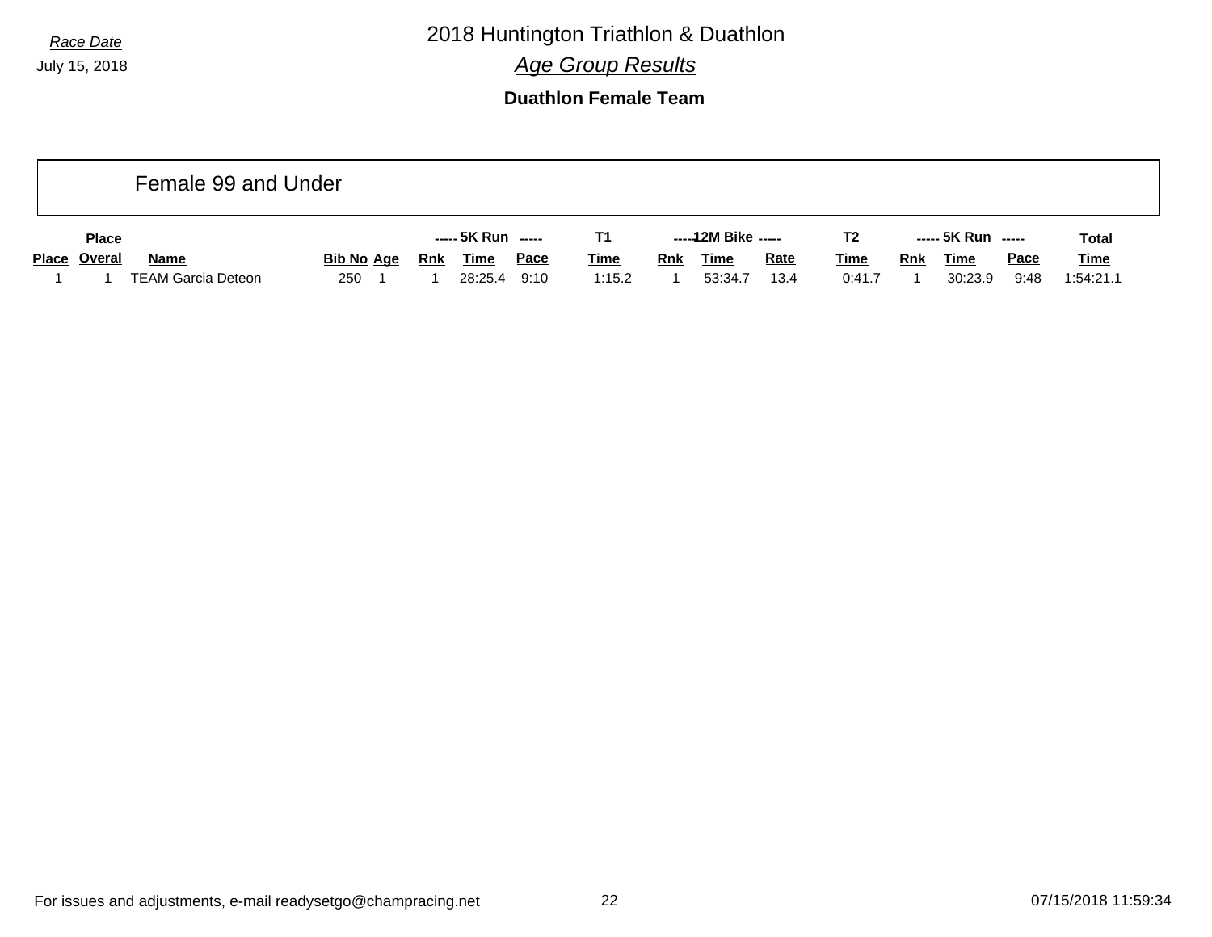Race Date

July 15, 2018

# 2018 Huntington Triathlon & Duathlon

## *Age Group Results*

### Duathlon Female Team

#### Female 99 and Under

| | Place | | | | ----- 5K Run | ----- | | T1 | ----- 12M Bike | ----- | | T2 | ----- 5K Run | ----- | | Total |
|---|---|---|---|---|---|---|---|---|---|---|---|---|---|---|---|---|
| Place | Overal | Name | Bib No | Age | Rnk | Time | Pace | Time | Rnk | Time | Rate | Time | Rnk | Time | Pace | Time |
| 1 | 1 | TEAM Garcia Deteon | 250 | 1 | 1 | 28:25.4 | 9:10 | 1:15.2 | 1 | 53:34.7 | 13.4 | 0:41.7 | 1 | 30:23.9 | 9:48 | 1:54:21.1 |

For issues and adjustments, e-mail readysetgo@champracing.net

07/15/2018 11:59:34